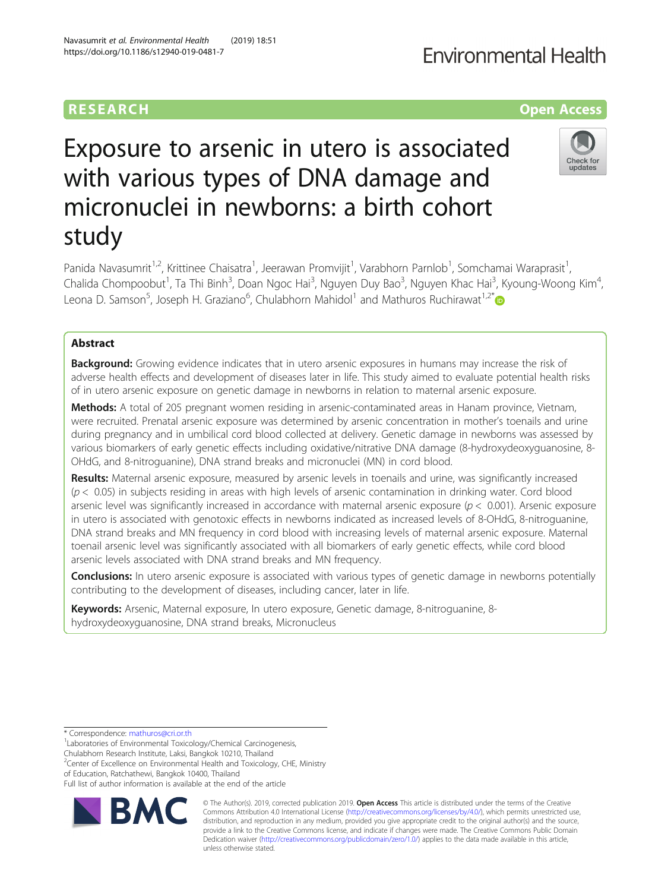RESEARCH

Open Access

# Exposure to arsenic in utero is associated with various types of DNA damage and micronuclei in newborns: a birth cohort study

Panida Navasumrit[1,2], Krittinee Chaisatra[1], Jeerawan Promvijit[1], Varabhorn Parnlob[1], Somchamai Waraprasit[1], Chalida Chompoobut[1], Ta Thi Binh[3], Doan Ngoc Hai[3], Nguyen Duy Bao[3], Nguyen Khac Hai[3], Kyoung-Woong Kim[4], Leona D. Samson[5], Joseph H. Graziano[6], Chulabhorn Mahidol[1] and Mathuros Ruchirawat[1,2*]

## Abstract

**Background:** Growing evidence indicates that in utero arsenic exposures in humans may increase the risk of adverse health effects and development of diseases later in life. This study aimed to evaluate potential health risks of in utero arsenic exposure on genetic damage in newborns in relation to maternal arsenic exposure.

**Methods:** A total of 205 pregnant women residing in arsenic-contaminated areas in Hanam province, Vietnam, were recruited. Prenatal arsenic exposure was determined by arsenic concentration in mother's toenails and urine during pregnancy and in umbilical cord blood collected at delivery. Genetic damage in newborns was assessed by various biomarkers of early genetic effects including oxidative/nitrative DNA damage (8-hydroxydeoxyguanosine, 8-OHdG, and 8-nitroguanine), DNA strand breaks and micronuclei (MN) in cord blood.

**Results:** Maternal arsenic exposure, measured by arsenic levels in toenails and urine, was significantly increased ($p < 0.05$) in subjects residing in areas with high levels of arsenic contamination in drinking water. Cord blood arsenic level was significantly increased in accordance with maternal arsenic exposure ($p < 0.001$). Arsenic exposure in utero is associated with genotoxic effects in newborns indicated as increased levels of 8-OHdG, 8-nitroguanine, DNA strand breaks and MN frequency in cord blood with increasing levels of maternal arsenic exposure. Maternal toenail arsenic level was significantly associated with all biomarkers of early genetic effects, while cord blood arsenic levels associated with DNA strand breaks and MN frequency.

**Conclusions:** In utero arsenic exposure is associated with various types of genetic damage in newborns potentially contributing to the development of diseases, including cancer, later in life.

**Keywords:** Arsenic, Maternal exposure, In utero exposure, Genetic damage, 8-nitroguanine, 8-hydroxydeoxyguanosine, DNA strand breaks, Micronucleus

---

\* Correspondence: mathuros@cri.or.th

[1]Laboratories of Environmental Toxicology/Chemical Carcinogenesis, Chulabhorn Research Institute, Laksi, Bangkok 10210, Thailand

[2]Center of Excellence on Environmental Health and Toxicology, CHE, Ministry of Education, Ratchathewi, Bangkok 10400, Thailand

Full list of author information is available at the end of the article

© The Author(s). 2019, corrected publication 2019. **Open Access** This article is distributed under the terms of the Creative Commons Attribution 4.0 International License (http://creativecommons.org/licenses/by/4.0/), which permits unrestricted use, distribution, and reproduction in any medium, provided you give appropriate credit to the original author(s) and the source, provide a link to the Creative Commons license, and indicate if changes were made. The Creative Commons Public Domain Dedication waiver (http://creativecommons.org/publicdomain/zero/1.0/) applies to the data made available in this article, unless otherwise stated.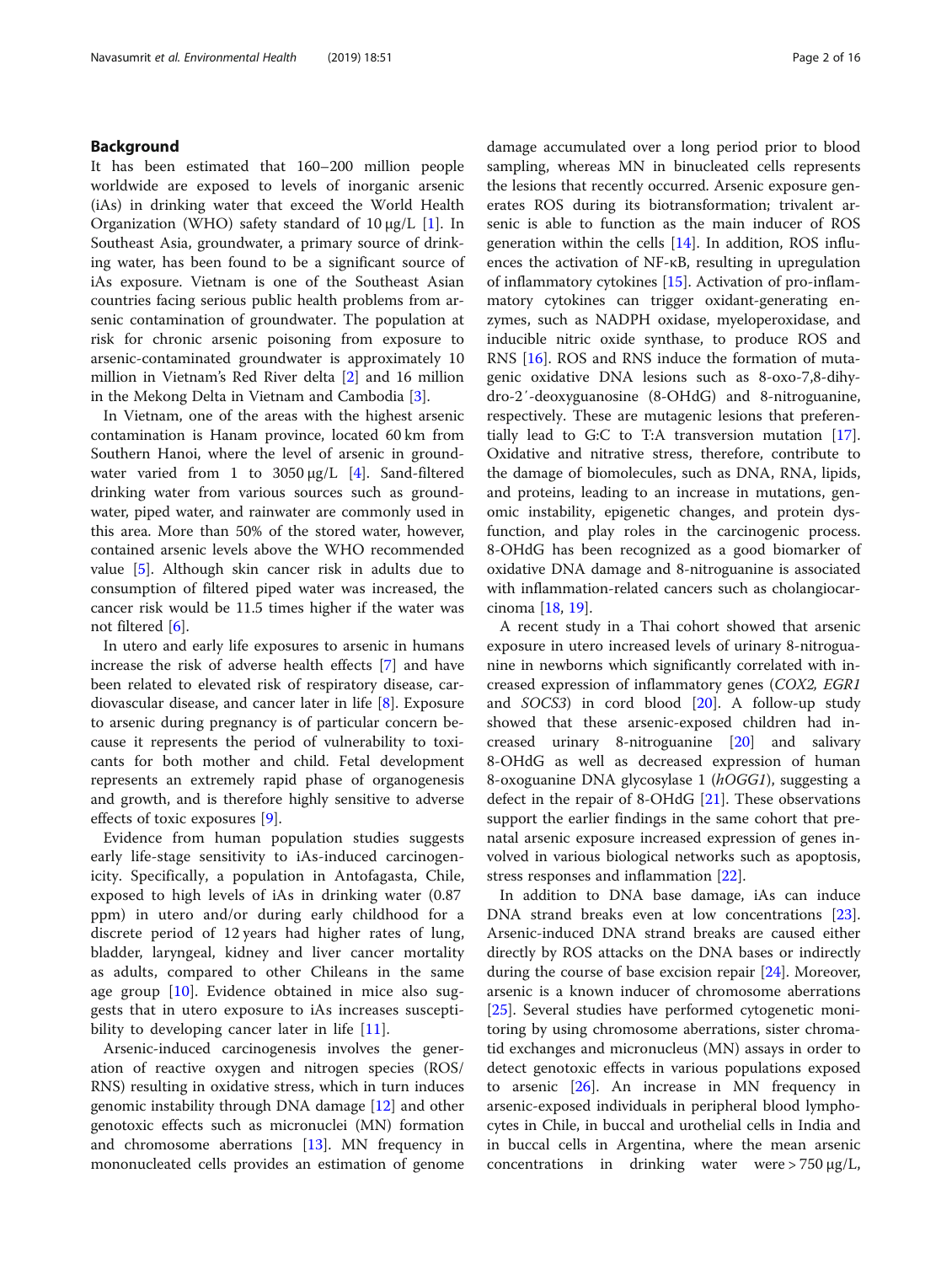## Background

It has been estimated that 160–200 million people worldwide are exposed to levels of inorganic arsenic (iAs) in drinking water that exceed the World Health Organization (WHO) safety standard of 10 μg/L [1]. In Southeast Asia, groundwater, a primary source of drinking water, has been found to be a significant source of iAs exposure. Vietnam is one of the Southeast Asian countries facing serious public health problems from arsenic contamination of groundwater. The population at risk for chronic arsenic poisoning from exposure to arsenic-contaminated groundwater is approximately 10 million in Vietnam's Red River delta [2] and 16 million in the Mekong Delta in Vietnam and Cambodia [3].

In Vietnam, one of the areas with the highest arsenic contamination is Hanam province, located 60 km from Southern Hanoi, where the level of arsenic in groundwater varied from 1 to 3050 μg/L [4]. Sand-filtered drinking water from various sources such as groundwater, piped water, and rainwater are commonly used in this area. More than 50% of the stored water, however, contained arsenic levels above the WHO recommended value [5]. Although skin cancer risk in adults due to consumption of filtered piped water was increased, the cancer risk would be 11.5 times higher if the water was not filtered [6].

In utero and early life exposures to arsenic in humans increase the risk of adverse health effects [7] and have been related to elevated risk of respiratory disease, cardiovascular disease, and cancer later in life [8]. Exposure to arsenic during pregnancy is of particular concern because it represents the period of vulnerability to toxicants for both mother and child. Fetal development represents an extremely rapid phase of organogenesis and growth, and is therefore highly sensitive to adverse effects of toxic exposures [9].

Evidence from human population studies suggests early life-stage sensitivity to iAs-induced carcinogenicity. Specifically, a population in Antofagasta, Chile, exposed to high levels of iAs in drinking water (0.87 ppm) in utero and/or during early childhood for a discrete period of 12 years had higher rates of lung, bladder, laryngeal, kidney and liver cancer mortality as adults, compared to other Chileans in the same age group [10]. Evidence obtained in mice also suggests that in utero exposure to iAs increases susceptibility to developing cancer later in life [11].

Arsenic-induced carcinogenesis involves the generation of reactive oxygen and nitrogen species (ROS/RNS) resulting in oxidative stress, which in turn induces genomic instability through DNA damage [12] and other genotoxic effects such as micronuclei (MN) formation and chromosome aberrations [13]. MN frequency in mononucleated cells provides an estimation of genome damage accumulated over a long period prior to blood sampling, whereas MN in binucleated cells represents the lesions that recently occurred. Arsenic exposure generates ROS during its biotransformation; trivalent arsenic is able to function as the main inducer of ROS generation within the cells [14]. In addition, ROS influences the activation of NF-κB, resulting in upregulation of inflammatory cytokines [15]. Activation of pro-inflammatory cytokines can trigger oxidant-generating enzymes, such as NADPH oxidase, myeloperoxidase, and inducible nitric oxide synthase, to produce ROS and RNS [16]. ROS and RNS induce the formation of mutagenic oxidative DNA lesions such as 8-oxo-7,8-dihydro-2′-deoxyguanosine (8-OHdG) and 8-nitroguanine, respectively. These are mutagenic lesions that preferentially lead to G:C to T:A transversion mutation [17]. Oxidative and nitrative stress, therefore, contribute to the damage of biomolecules, such as DNA, RNA, lipids, and proteins, leading to an increase in mutations, genomic instability, epigenetic changes, and protein dysfunction, and play roles in the carcinogenic process. 8-OHdG has been recognized as a good biomarker of oxidative DNA damage and 8-nitroguanine is associated with inflammation-related cancers such as cholangiocarcinoma [18, 19].

A recent study in a Thai cohort showed that arsenic exposure in utero increased levels of urinary 8-nitroguanine in newborns which significantly correlated with increased expression of inflammatory genes (*COX2, EGR1* and *SOCS3*) in cord blood [20]. A follow-up study showed that these arsenic-exposed children had increased urinary 8-nitroguanine [20] and salivary 8-OHdG as well as decreased expression of human 8-oxoguanine DNA glycosylase 1 (*hOGG1*), suggesting a defect in the repair of 8-OHdG [21]. These observations support the earlier findings in the same cohort that prenatal arsenic exposure increased expression of genes involved in various biological networks such as apoptosis, stress responses and inflammation [22].

In addition to DNA base damage, iAs can induce DNA strand breaks even at low concentrations [23]. Arsenic-induced DNA strand breaks are caused either directly by ROS attacks on the DNA bases or indirectly during the course of base excision repair [24]. Moreover, arsenic is a known inducer of chromosome aberrations [25]. Several studies have performed cytogenetic monitoring by using chromosome aberrations, sister chromatid exchanges and micronucleus (MN) assays in order to detect genotoxic effects in various populations exposed to arsenic [26]. An increase in MN frequency in arsenic-exposed individuals in peripheral blood lymphocytes in Chile, in buccal and urothelial cells in India and in buccal cells in Argentina, where the mean arsenic concentrations in drinking water were > 750 μg/L,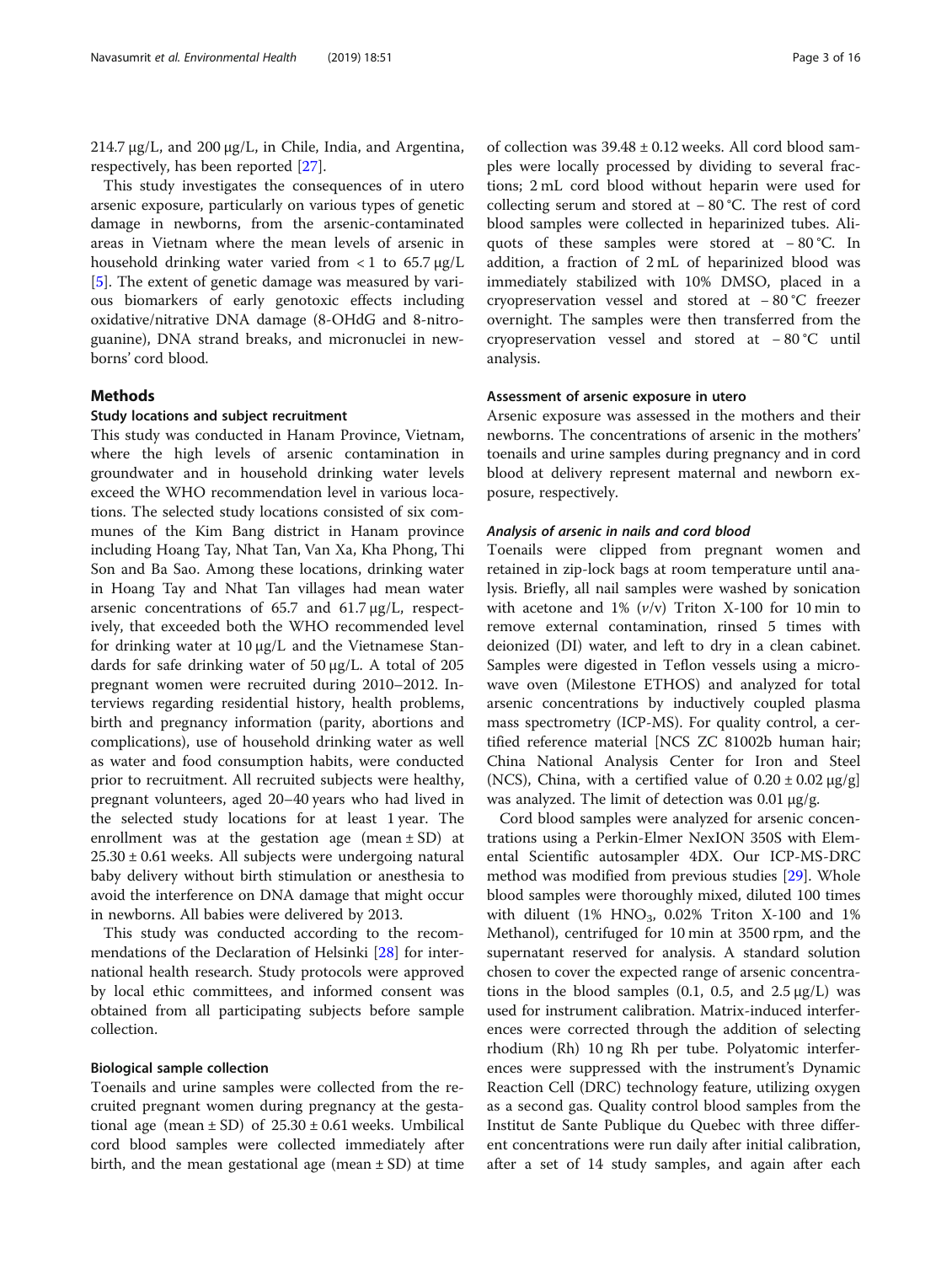214.7 μg/L, and 200 μg/L, in Chile, India, and Argentina, respectively, has been reported [27].

This study investigates the consequences of in utero arsenic exposure, particularly on various types of genetic damage in newborns, from the arsenic-contaminated areas in Vietnam where the mean levels of arsenic in household drinking water varied from < 1 to 65.7 μg/L [5]. The extent of genetic damage was measured by various biomarkers of early genotoxic effects including oxidative/nitrative DNA damage (8-OHdG and 8-nitroguanine), DNA strand breaks, and micronuclei in newborns' cord blood.

## Methods

### Study locations and subject recruitment

This study was conducted in Hanam Province, Vietnam, where the high levels of arsenic contamination in groundwater and in household drinking water levels exceed the WHO recommendation level in various locations. The selected study locations consisted of six communes of the Kim Bang district in Hanam province including Hoang Tay, Nhat Tan, Van Xa, Kha Phong, Thi Son and Ba Sao. Among these locations, drinking water in Hoang Tay and Nhat Tan villages had mean water arsenic concentrations of 65.7 and 61.7 μg/L, respectively, that exceeded both the WHO recommended level for drinking water at 10 μg/L and the Vietnamese Standards for safe drinking water of 50 μg/L. A total of 205 pregnant women were recruited during 2010–2012. Interviews regarding residential history, health problems, birth and pregnancy information (parity, abortions and complications), use of household drinking water as well as water and food consumption habits, were conducted prior to recruitment. All recruited subjects were healthy, pregnant volunteers, aged 20–40 years who had lived in the selected study locations for at least 1 year. The enrollment was at the gestation age (mean ± SD) at 25.30 ± 0.61 weeks. All subjects were undergoing natural baby delivery without birth stimulation or anesthesia to avoid the interference on DNA damage that might occur in newborns. All babies were delivered by 2013.

This study was conducted according to the recommendations of the Declaration of Helsinki [28] for international health research. Study protocols were approved by local ethic committees, and informed consent was obtained from all participating subjects before sample collection.

### Biological sample collection

Toenails and urine samples were collected from the recruited pregnant women during pregnancy at the gestational age (mean ± SD) of 25.30 ± 0.61 weeks. Umbilical cord blood samples were collected immediately after birth, and the mean gestational age (mean ± SD) at time of collection was 39.48 ± 0.12 weeks. All cord blood samples were locally processed by dividing to several fractions; 2 mL cord blood without heparin were used for collecting serum and stored at − 80 °C. The rest of cord blood samples were collected in heparinized tubes. Aliquots of these samples were stored at − 80 °C. In addition, a fraction of 2 mL of heparinized blood was immediately stabilized with 10% DMSO, placed in a cryopreservation vessel and stored at − 80 °C freezer overnight. The samples were then transferred from the cryopreservation vessel and stored at − 80 °C until analysis.

### Assessment of arsenic exposure in utero

Arsenic exposure was assessed in the mothers and their newborns. The concentrations of arsenic in the mothers' toenails and urine samples during pregnancy and in cord blood at delivery represent maternal and newborn exposure, respectively.

#### *Analysis of arsenic in nails and cord blood*

Toenails were clipped from pregnant women and retained in zip-lock bags at room temperature until analysis. Briefly, all nail samples were washed by sonication with acetone and 1% (*v*/v) Triton X-100 for 10 min to remove external contamination, rinsed 5 times with deionized (DI) water, and left to dry in a clean cabinet. Samples were digested in Teflon vessels using a microwave oven (Milestone ETHOS) and analyzed for total arsenic concentrations by inductively coupled plasma mass spectrometry (ICP-MS). For quality control, a certified reference material [NCS ZC 81002b human hair; China National Analysis Center for Iron and Steel (NCS), China, with a certified value of 0.20 ± 0.02 μg/g] was analyzed. The limit of detection was 0.01 μg/g.

Cord blood samples were analyzed for arsenic concentrations using a Perkin-Elmer NexION 350S with Elemental Scientific autosampler 4DX. Our ICP-MS-DRC method was modified from previous studies [29]. Whole blood samples were thoroughly mixed, diluted 100 times with diluent (1% $HNO_3$, 0.02% Triton X-100 and 1% Methanol), centrifuged for 10 min at 3500 rpm, and the supernatant reserved for analysis. A standard solution chosen to cover the expected range of arsenic concentrations in the blood samples (0.1, 0.5, and 2.5 μg/L) was used for instrument calibration. Matrix-induced interferences were corrected through the addition of selecting rhodium (Rh) 10 ng Rh per tube. Polyatomic interferences were suppressed with the instrument's Dynamic Reaction Cell (DRC) technology feature, utilizing oxygen as a second gas. Quality control blood samples from the Institut de Sante Publique du Quebec with three different concentrations were run daily after initial calibration, after a set of 14 study samples, and again after each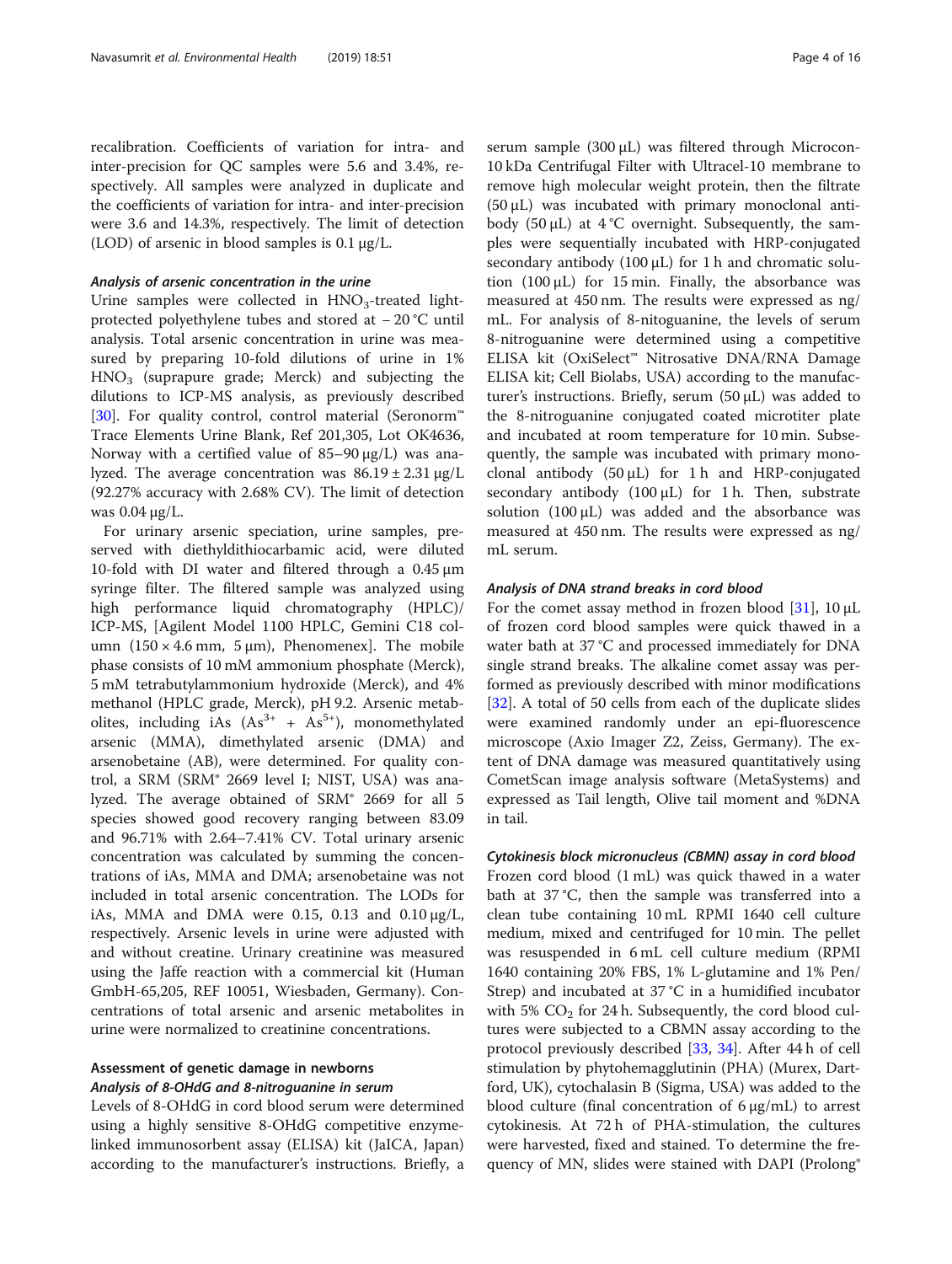recalibration. Coefficients of variation for intra- and inter-precision for QC samples were 5.6 and 3.4%, respectively. All samples were analyzed in duplicate and the coefficients of variation for intra- and inter-precision were 3.6 and 14.3%, respectively. The limit of detection (LOD) of arsenic in blood samples is 0.1 μg/L.

#### *Analysis of arsenic concentration in the urine*

Urine samples were collected in $HNO_3$-treated light-protected polyethylene tubes and stored at − 20 °C until analysis. Total arsenic concentration in urine was measured by preparing 10-fold dilutions of urine in 1% $HNO_3$ (suprapure grade; Merck) and subjecting the dilutions to ICP-MS analysis, as previously described [30]. For quality control, control material (Seronorm™ Trace Elements Urine Blank, Ref 201,305, Lot OK4636, Norway with a certified value of 85–90 μg/L) was analyzed. The average concentration was 86.19 ± 2.31 μg/L (92.27% accuracy with 2.68% CV). The limit of detection was 0.04 μg/L.

For urinary arsenic speciation, urine samples, preserved with diethyldithiocarbamic acid, were diluted 10-fold with DI water and filtered through a 0.45 μm syringe filter. The filtered sample was analyzed using high performance liquid chromatography (HPLC)/ ICP-MS, [Agilent Model 1100 HPLC, Gemini C18 column (150 × 4.6 mm, 5 μm), Phenomenex]. The mobile phase consists of 10 mM ammonium phosphate (Merck), 5 mM tetrabutylammonium hydroxide (Merck), and 4% methanol (HPLC grade, Merck), pH 9.2. Arsenic metabolites, including iAs ($As^{3+}$ + $As^{5+}$), monomethylated arsenic (MMA), dimethylated arsenic (DMA) and arsenobetaine (AB), were determined. For quality control, a SRM (SRM® 2669 level I; NIST, USA) was analyzed. The average obtained of SRM® 2669 for all 5 species showed good recovery ranging between 83.09 and 96.71% with 2.64–7.41% CV. Total urinary arsenic concentration was calculated by summing the concentrations of iAs, MMA and DMA; arsenobetaine was not included in total arsenic concentration. The LODs for iAs, MMA and DMA were 0.15, 0.13 and 0.10 μg/L, respectively. Arsenic levels in urine were adjusted with and without creatine. Urinary creatinine was measured using the Jaffe reaction with a commercial kit (Human GmbH-65,205, REF 10051, Wiesbaden, Germany). Concentrations of total arsenic and arsenic metabolites in urine were normalized to creatinine concentrations.

### Assessment of genetic damage in newborns

#### *Analysis of 8-OHdG and 8-nitroguanine in serum*

Levels of 8-OHdG in cord blood serum were determined using a highly sensitive 8-OHdG competitive enzyme-linked immunosorbent assay (ELISA) kit (JaICA, Japan) according to the manufacturer's instructions. Briefly, a serum sample (300 μL) was filtered through Microcon-10 kDa Centrifugal Filter with Ultracel-10 membrane to remove high molecular weight protein, then the filtrate (50 μL) was incubated with primary monoclonal antibody (50 μL) at 4 °C overnight. Subsequently, the samples were sequentially incubated with HRP-conjugated secondary antibody (100 μL) for 1 h and chromatic solution (100 μL) for 15 min. Finally, the absorbance was measured at 450 nm. The results were expressed as ng/ mL. For analysis of 8-nitoguanine, the levels of serum 8-nitroguanine were determined using a competitive ELISA kit (OxiSelect™ Nitrosative DNA/RNA Damage ELISA kit; Cell Biolabs, USA) according to the manufacturer's instructions. Briefly, serum (50 μL) was added to the 8-nitroguanine conjugated coated microtiter plate and incubated at room temperature for 10 min. Subsequently, the sample was incubated with primary monoclonal antibody (50 μL) for 1 h and HRP-conjugated secondary antibody (100 μL) for 1 h. Then, substrate solution (100 μL) was added and the absorbance was measured at 450 nm. The results were expressed as ng/ mL serum.

#### *Analysis of DNA strand breaks in cord blood*

For the comet assay method in frozen blood [31], 10 μL of frozen cord blood samples were quick thawed in a water bath at 37 °C and processed immediately for DNA single strand breaks. The alkaline comet assay was performed as previously described with minor modifications [32]. A total of 50 cells from each of the duplicate slides were examined randomly under an epi-fluorescence microscope (Axio Imager Z2, Zeiss, Germany). The extent of DNA damage was measured quantitatively using CometScan image analysis software (MetaSystems) and expressed as Tail length, Olive tail moment and %DNA in tail.

#### *Cytokinesis block micronucleus (CBMN) assay in cord blood*

Frozen cord blood (1 mL) was quick thawed in a water bath at 37 °C, then the sample was transferred into a clean tube containing 10 mL RPMI 1640 cell culture medium, mixed and centrifuged for 10 min. The pellet was resuspended in 6 mL cell culture medium (RPMI 1640 containing 20% FBS, 1% L-glutamine and 1% Pen/ Strep) and incubated at 37 °C in a humidified incubator with 5% $CO_2$ for 24 h. Subsequently, the cord blood cultures were subjected to a CBMN assay according to the protocol previously described [33, 34]. After 44 h of cell stimulation by phytohemagglutinin (PHA) (Murex, Dartford, UK), cytochalasin B (Sigma, USA) was added to the blood culture (final concentration of 6 μg/mL) to arrest cytokinesis. At 72 h of PHA-stimulation, the cultures were harvested, fixed and stained. To determine the frequency of MN, slides were stained with DAPI (Prolong®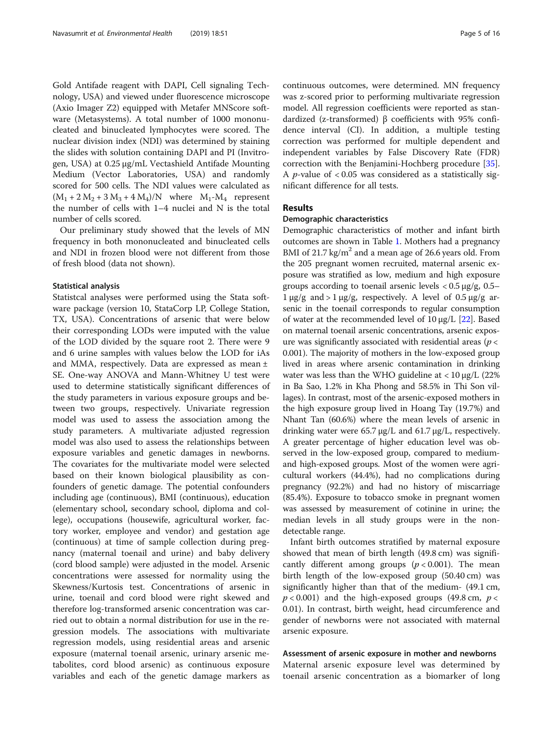Gold Antifade reagent with DAPI, Cell signaling Technology, USA) and viewed under fluorescence microscope (Axio Imager Z2) equipped with Metafer MNScore software (Metasystems). A total number of 1000 mononucleated and binucleated lymphocytes were scored. The nuclear division index (NDI) was determined by staining the slides with solution containing DAPI and PI (Invitrogen, USA) at 0.25 μg/mL Vectashield Antifade Mounting Medium (Vector Laboratories, USA) and randomly scored for 500 cells. The NDI values were calculated as $(M_1 + 2\,M_2 + 3\,M_3 + 4\,M_4)/N$ where $M_1$-$M_4$ represent the number of cells with 1–4 nuclei and N is the total number of cells scored.

Our preliminary study showed that the levels of MN frequency in both mononucleated and binucleated cells and NDI in frozen blood were not different from those of fresh blood (data not shown).

### Statistical analysis

Statistcal analyses were performed using the Stata software package (version 10, StataCorp LP, College Station, TX, USA). Concentrations of arsenic that were below their corresponding LODs were imputed with the value of the LOD divided by the square root 2. There were 9 and 6 urine samples with values below the LOD for iAs and MMA, respectively. Data are expressed as mean ± SE. One-way ANOVA and Mann-Whitney U test were used to determine statistically significant differences of the study parameters in various exposure groups and between two groups, respectively. Univariate regression model was used to assess the association among the study parameters. A multivariate adjusted regression model was also used to assess the relationships between exposure variables and genetic damages in newborns. The covariates for the multivariate model were selected based on their known biological plausibility as confounders of genetic damage. The potential confounders including age (continuous), BMI (continuous), education (elementary school, secondary school, diploma and college), occupations (housewife, agricultural worker, factory worker, employee and vendor) and gestation age (continuous) at time of sample collection during pregnancy (maternal toenail and urine) and baby delivery (cord blood sample) were adjusted in the model. Arsenic concentrations were assessed for normality using the Skewness/Kurtosis test. Concentrations of arsenic in urine, toenail and cord blood were right skewed and therefore log-transformed arsenic concentration was carried out to obtain a normal distribution for use in the regression models. The associations with multivariate regression models, using residential areas and arsenic exposure (maternal toenail arsenic, urinary arsenic metabolites, cord blood arsenic) as continuous exposure variables and each of the genetic damage markers as continuous outcomes, were determined. MN frequency was z-scored prior to performing multivariate regression model. All regression coefficients were reported as standardized (z-transformed) β coefficients with 95% confidence interval (CI). In addition, a multiple testing correction was performed for multiple dependent and independent variables by False Discovery Rate (FDR) correction with the Benjamini-Hochberg procedure [35]. A $p$-value of < 0.05 was considered as a statistically significant difference for all tests.

## Results

### Demographic characteristics

Demographic characteristics of mother and infant birth outcomes are shown in Table 1. Mothers had a pregnancy BMI of 21.7 $kg/m^2$ and a mean age of 26.6 years old. From the 205 pregnant women recruited, maternal arsenic exposure was stratified as low, medium and high exposure groups according to toenail arsenic levels < 0.5 μg/g, 0.5–1 μg/g and > 1 μg/g, respectively. A level of 0.5 μg/g arsenic in the toenail corresponds to regular consumption of water at the recommended level of 10 μg/L [22]. Based on maternal toenail arsenic concentrations, arsenic exposure was significantly associated with residential areas ($p <$ 0.001). The majority of mothers in the low-exposed group lived in areas where arsenic contamination in drinking water was less than the WHO guideline at < 10 μg/L (22% in Ba Sao, 1.2% in Kha Phong and 58.5% in Thi Son villages). In contrast, most of the arsenic-exposed mothers in the high exposure group lived in Hoang Tay (19.7%) and Nhant Tan (60.6%) where the mean levels of arsenic in drinking water were 65.7 μg/L and 61.7 μg/L, respectively. A greater percentage of higher education level was observed in the low-exposed group, compared to medium- and high-exposed groups. Most of the women were agricultural workers (44.4%), had no complications during pregnancy (92.2%) and had no history of miscarriage (85.4%). Exposure to tobacco smoke in pregnant women was assessed by measurement of cotinine in urine; the median levels in all study groups were in the non-detectable range.

Infant birth outcomes stratified by maternal exposure showed that mean of birth length (49.8 cm) was significantly different among groups ($p < 0.001$). The mean birth length of the low-exposed group (50.40 cm) was significantly higher than that of the medium- (49.1 cm, $p < 0.001$) and the high-exposed groups (49.8 cm, $p <$ 0.01). In contrast, birth weight, head circumference and gender of newborns were not associated with maternal arsenic exposure.

### Assessment of arsenic exposure in mother and newborns

Maternal arsenic exposure level was determined by toenail arsenic concentration as a biomarker of long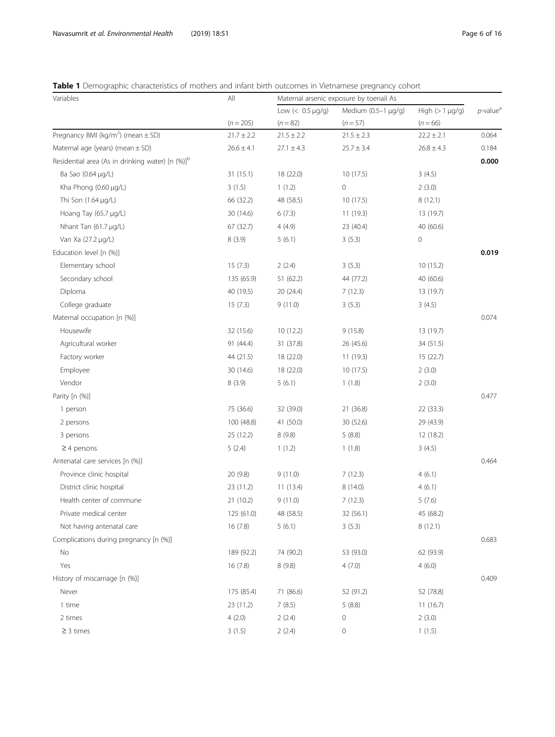**Table 1** Demographic characteristics of mothers and infant birth outcomes in Vietnamese pregnancy cohort

| Variables | All | Maternal arsenic exposure by toenail As | | | |
|---|---|---|---|---|---|
| | | Low (< 0.5 μg/g) | Medium (0.5–1 μg/g) | High (> 1 μg/g) | *p*-value[a] |
| | (*n* = 205) | (*n* = 82) | (*n* = 57) | (*n* = 66) | |
| Pregnancy BMI (kg/m$^2$) (mean ± SD) | 21.7 ± 2.2 | 21.5 ± 2.2 | 21.5 ± 2.3 | 22.2 ± 2.1 | 0.064 |
| Maternal age (years) (mean ± SD) | 26.6 ± 4.1 | 27.1 ± 4.3 | 25.7 ± 3.4 | 26.8 ± 4.3 | 0.184 |
| Residential area (As in drinking water) [n (%)][b] | | | | | **0.000** |
| Ba Sao (0.64 μg/L) | 31 (15.1) | 18 (22.0) | 10 (17.5) | 3 (4.5) | |
| Kha Phong (0.60 μg/L) | 3 (1.5) | 1 (1.2) | 0 | 2 (3.0) | |
| Thi Son (1.64 μg/L) | 66 (32.2) | 48 (58.5) | 10 (17.5) | 8 (12.1) | |
| Hoang Tay (65.7 μg/L) | 30 (14.6) | 6 (7.3) | 11 (19.3) | 13 (19.7) | |
| Nhant Tan (61.7 μg/L) | 67 (32.7) | 4 (4.9) | 23 (40.4) | 40 (60.6) | |
| Van Xa (27.2 μg/L) | 8 (3.9) | 5 (6.1) | 3 (5.3) | 0 | |
| Education level [n (%)] | | | | | **0.019** |
| Elementary school | 15 (7.3) | 2 (2.4) | 3 (5.3) | 10 (15.2) | |
| Secondary school | 135 (65.9) | 51 (62.2) | 44 (77.2) | 40 (60.6) | |
| Diploma | 40 (19.5) | 20 (24.4) | 7 (12.3) | 13 (19.7) | |
| College graduate | 15 (7.3) | 9 (11.0) | 3 (5.3) | 3 (4.5) | |
| Maternal occupation [n (%)] | | | | | 0.074 |
| Housewife | 32 (15.6) | 10 (12.2) | 9 (15.8) | 13 (19.7) | |
| Agricultural worker | 91 (44.4) | 31 (37.8) | 26 (45.6) | 34 (51.5) | |
| Factory worker | 44 (21.5) | 18 (22.0) | 11 (19.3) | 15 (22.7) | |
| Employee | 30 (14.6) | 18 (22.0) | 10 (17.5) | 2 (3.0) | |
| Vendor | 8 (3.9) | 5 (6.1) | 1 (1.8) | 2 (3.0) | |
| Parity [n (%)] | | | | | 0.477 |
| 1 person | 75 (36.6) | 32 (39.0) | 21 (36.8) | 22 (33.3) | |
| 2 persons | 100 (48.8) | 41 (50.0) | 30 (52.6) | 29 (43.9) | |
| 3 persons | 25 (12.2) | 8 (9.8) | 5 (8.8) | 12 (18.2) | |
| ≥ 4 persons | 5 (2.4) | 1 (1.2) | 1 (1.8) | 3 (4.5) | |
| Antenatal care services [n (%)] | | | | | 0.464 |
| Province clinic hospital | 20 (9.8) | 9 (11.0) | 7 (12.3) | 4 (6.1) | |
| District clinic hospital | 23 (11.2) | 11 (13.4) | 8 (14.0) | 4 (6.1) | |
| Health center of commune | 21 (10.2) | 9 (11.0) | 7 (12.3) | 5 (7.6) | |
| Private medical center | 125 (61.0) | 48 (58.5) | 32 (56.1) | 45 (68.2) | |
| Not having antenatal care | 16 (7.8) | 5 (6.1) | 3 (5.3) | 8 (12.1) | |
| Complications during pregnancy [n (%)] | | | | | 0.683 |
| No | 189 (92.2) | 74 (90.2) | 53 (93.0) | 62 (93.9) | |
| Yes | 16 (7.8) | 8 (9.8) | 4 (7.0) | 4 (6.0) | |
| History of miscarriage [n (%)] | | | | | 0.409 |
| Never | 175 (85.4) | 71 (86.6) | 52 (91.2) | 52 (78.8) | |
| 1 time | 23 (11.2) | 7 (8.5) | 5 (8.8) | 11 (16.7) | |
| 2 times | 4 (2.0) | 2 (2.4) | 0 | 2 (3.0) | |
| ≥ 3 times | 3 (1.5) | 2 (2.4) | 0 | 1 (1.5) | |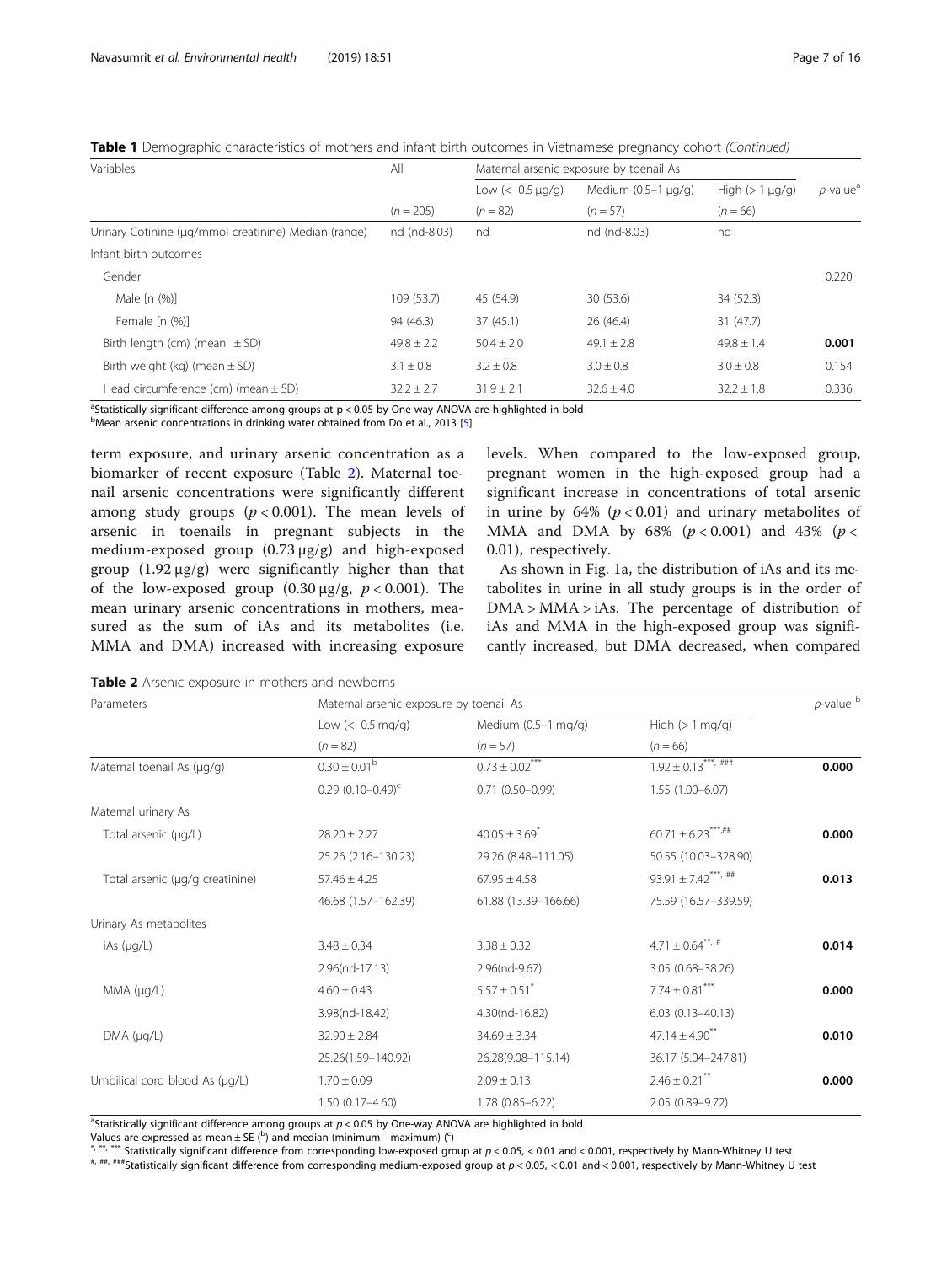**Table 1** Demographic characteristics of mothers and infant birth outcomes in Vietnamese pregnancy cohort *(Continued)*

| Variables | All | Maternal arsenic exposure by toenail As | | | $p$-value[a] |
|---|---|---|---|---|---|
| | | Low (< 0.5 μg/g) | Medium (0.5–1 μg/g) | High (> 1 μg/g) | |
| | ($n$ = 205) | ($n$ = 82) | ($n$ = 57) | ($n$ = 66) | |
| Urinary Cotinine (μg/mmol creatinine) Median (range) | nd (nd-8.03) | nd | nd (nd-8.03) | nd | |
| Infant birth outcomes | | | | | |
| Gender | | | | | 0.220 |
| Male [n (%)] | 109 (53.7) | 45 (54.9) | 30 (53.6) | 34 (52.3) | |
| Female [n (%)] | 94 (46.3) | 37 (45.1) | 26 (46.4) | 31 (47.7) | |
| Birth length (cm) (mean ± SD) | 49.8 ± 2.2 | 50.4 ± 2.0 | 49.1 ± 2.8 | 49.8 ± 1.4 | **0.001** |
| Birth weight (kg) (mean ± SD) | 3.1 ± 0.8 | 3.2 ± 0.8 | 3.0 ± 0.8 | 3.0 ± 0.8 | 0.154 |
| Head circumference (cm) (mean ± SD) | 32.2 ± 2.7 | 31.9 ± 2.1 | 32.6 ± 4.0 | 32.2 ± 1.8 | 0.336 |

[a]Statistically significant difference among groups at p < 0.05 by One-way ANOVA are highlighted in bold
[b]Mean arsenic concentrations in drinking water obtained from Do et al., 2013 [5]

term exposure, and urinary arsenic concentration as a biomarker of recent exposure (Table 2). Maternal toenail arsenic concentrations were significantly different among study groups ($p < 0.001$). The mean levels of arsenic in toenails in pregnant subjects in the medium-exposed group (0.73 μg/g) and high-exposed group (1.92 μg/g) were significantly higher than that of the low-exposed group (0.30 μg/g, $p < 0.001$). The mean urinary arsenic concentrations in mothers, measured as the sum of iAs and its metabolites (i.e. MMA and DMA) increased with increasing exposure levels. When compared to the low-exposed group, pregnant women in the high-exposed group had a significant increase in concentrations of total arsenic in urine by 64% ($p < 0.01$) and urinary metabolites of MMA and DMA by 68% ($p < 0.001$) and 43% ($p < 0.01$), respectively.

As shown in Fig. 1a, the distribution of iAs and its metabolites in urine in all study groups is in the order of DMA > MMA > iAs. The percentage of distribution of iAs and MMA in the high-exposed group was significantly increased, but DMA decreased, when compared

**Table 2** Arsenic exposure in mothers and newborns

| Parameters | Maternal arsenic exposure by toenail As | | | $p$-value[b] |
|---|---|---|---|---|
| | Low (< 0.5 mg/g) | Medium (0.5–1 mg/g) | High (> 1 mg/g) | |
| | ($n$ = 82) | ($n$ = 57) | ($n$ = 66) | |
| Maternal toenail As (μg/g) | 0.30 ± 0.01[b] | 0.73 ± 0.02[***] | 1.92 ± 0.13[***, ###] | **0.000** |
| | 0.29 (0.10–0.49)[c] | 0.71 (0.50–0.99) | 1.55 (1.00–6.07) | |
| Maternal urinary As | | | | |
| Total arsenic (μg/L) | 28.20 ± 2.27 | 40.05 ± 3.69[*] | 60.71 ± 6.23[***,##] | **0.000** |
| | 25.26 (2.16–130.23) | 29.26 (8.48–111.05) | 50.55 (10.03–328.90) | |
| Total arsenic (μg/g creatinine) | 57.46 ± 4.25 | 67.95 ± 4.58 | 93.91 ± 7.42[***, ##] | **0.013** |
| | 46.68 (1.57–162.39) | 61.88 (13.39–166.66) | 75.59 (16.57–339.59) | |
| Urinary As metabolites | | | | |
| iAs (μg/L) | 3.48 ± 0.34 | 3.38 ± 0.32 | 4.71 ± 0.64[**, #] | **0.014** |
| | 2.96(nd-17.13) | 2.96(nd-9.67) | 3.05 (0.68–38.26) | |
| MMA (μg/L) | 4.60 ± 0.43 | 5.57 ± 0.51[*] | 7.74 ± 0.81[***] | **0.000** |
| | 3.98(nd-18.42) | 4.30(nd-16.82) | 6.03 (0.13–40.13) | |
| DMA (μg/L) | 32.90 ± 2.84 | 34.69 ± 3.34 | 47.14 ± 4.90[**] | **0.010** |
| | 25.26(1.59–140.92) | 26.28(9.08–115.14) | 36.17 (5.04–247.81) | |
| Umbilical cord blood As (μg/L) | 1.70 ± 0.09 | 2.09 ± 0.13 | 2.46 ± 0.21[**] | **0.000** |
| | 1.50 (0.17–4.60) | 1.78 (0.85–6.22) | 2.05 (0.89–9.72) | |

[a]Statistically significant difference among groups at $p < 0.05$ by One-way ANOVA are highlighted in bold
Values are expressed as mean ± SE ([b]) and median (minimum - maximum) ([c])
[*, **, ***] Statistically significant difference from corresponding low-exposed group at $p < 0.05$, < 0.01 and < 0.001, respectively by Mann-Whitney U test
[#, ##, ###]Statistically significant difference from corresponding medium-exposed group at $p < 0.05$, < 0.01 and < 0.001, respectively by Mann-Whitney U test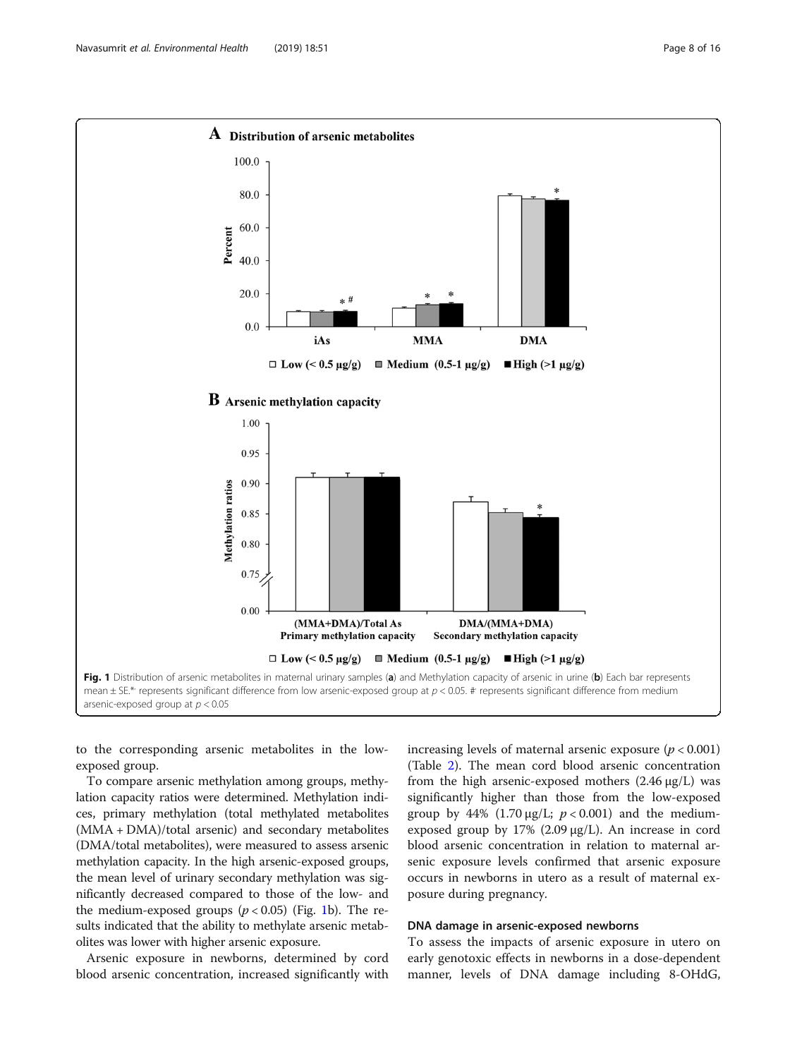Fig. 1 Distribution of arsenic metabolites in maternal urinary samples (**a**) and Methylation capacity of arsenic in urine (**b**) Each bar represents mean ± SE.*· represents significant difference from low arsenic-exposed group at $p < 0.05$. #· represents significant difference from medium arsenic-exposed group at $p < 0.05$

to the corresponding arsenic metabolites in the low-exposed group.

To compare arsenic methylation among groups, methylation capacity ratios were determined. Methylation indices, primary methylation (total methylated metabolites (MMA + DMA)/total arsenic) and secondary metabolites (DMA/total metabolites), were measured to assess arsenic methylation capacity. In the high arsenic-exposed groups, the mean level of urinary secondary methylation was significantly decreased compared to those of the low- and the medium-exposed groups ($p < 0.05$) (Fig. 1b). The results indicated that the ability to methylate arsenic metabolites was lower with higher arsenic exposure.

Arsenic exposure in newborns, determined by cord blood arsenic concentration, increased significantly with increasing levels of maternal arsenic exposure ($p < 0.001$) (Table 2). The mean cord blood arsenic concentration from the high arsenic-exposed mothers (2.46 μg/L) was significantly higher than those from the low-exposed group by 44% (1.70 μg/L; $p < 0.001$) and the medium-exposed group by 17% (2.09 μg/L). An increase in cord blood arsenic concentration in relation to maternal arsenic exposure levels confirmed that arsenic exposure occurs in newborns in utero as a result of maternal exposure during pregnancy.

### DNA damage in arsenic-exposed newborns

To assess the impacts of arsenic exposure in utero on early genotoxic effects in newborns in a dose-dependent manner, levels of DNA damage including 8-OHdG,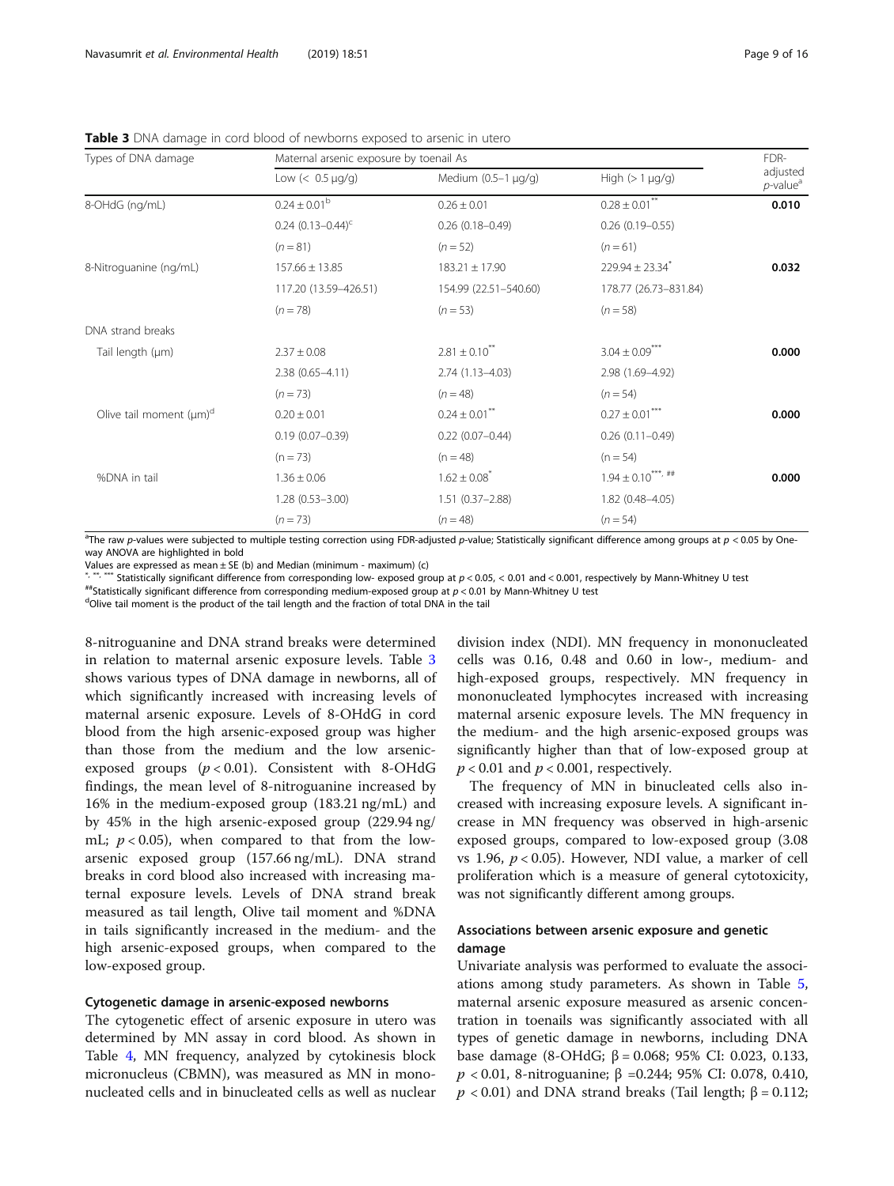**Table 3** DNA damage in cord blood of newborns exposed to arsenic in utero

| Types of DNA damage | Maternal arsenic exposure by toenail As | | | FDR-adjusted $p$-value[a] |
|---|---|---|---|---|
| | Low (< 0.5 μg/g) | Medium (0.5–1 μg/g) | High (> 1 μg/g) | |
| 8-OHdG (ng/mL) | 0.24 ± 0.01[b] | 0.26 ± 0.01 | 0.28 ± 0.01[**] | **0.010** |
| | 0.24 (0.13–0.44)[c] | 0.26 (0.18–0.49) | 0.26 (0.19–0.55) | |
| | ($n$ = 81) | ($n$ = 52) | ($n$ = 61) | |
| 8-Nitroguanine (ng/mL) | 157.66 ± 13.85 | 183.21 ± 17.90 | 229.94 ± 23.34[*] | **0.032** |
| | 117.20 (13.59–426.51) | 154.99 (22.51–540.60) | 178.77 (26.73–831.84) | |
| | ($n$ = 78) | ($n$ = 53) | ($n$ = 58) | |
| DNA strand breaks | | | | |
| Tail length (μm) | 2.37 ± 0.08 | 2.81 ± 0.10[**] | 3.04 ± 0.09[***] | **0.000** |
| | 2.38 (0.65–4.11) | 2.74 (1.13–4.03) | 2.98 (1.69–4.92) | |
| | ($n$ = 73) | ($n$ = 48) | ($n$ = 54) | |
| Olive tail moment (μm)[d] | 0.20 ± 0.01 | 0.24 ± 0.01[**] | 0.27 ± 0.01[***] | **0.000** |
| | 0.19 (0.07–0.39) | 0.22 (0.07–0.44) | 0.26 (0.11–0.49) | |
| | (n = 73) | (n = 48) | (n = 54) | |
| %DNA in tail | 1.36 ± 0.06 | 1.62 ± 0.08[*] | 1.94 ± 0.10[***, ##] | **0.000** |
| | 1.28 (0.53–3.00) | 1.51 (0.37–2.88) | 1.82 (0.48–4.05) | |
| | ($n$ = 73) | ($n$ = 48) | ($n$ = 54) | |

[a]The raw $p$-values were subjected to multiple testing correction using FDR-adjusted $p$-value; Statistically significant difference among groups at $p < 0.05$ by One-way ANOVA are highlighted in bold

Values are expressed as mean ± SE (b) and Median (minimum - maximum) (c)

[*, **, ***] Statistically significant difference from corresponding low- exposed group at $p < 0.05$, < 0.01 and < 0.001, respectively by Mann-Whitney U test

[##]Statistically significant difference from corresponding medium-exposed group at $p < 0.01$ by Mann-Whitney U test

[d]Olive tail moment is the product of the tail length and the fraction of total DNA in the tail

8-nitroguanine and DNA strand breaks were determined in relation to maternal arsenic exposure levels. Table 3 shows various types of DNA damage in newborns, all of which significantly increased with increasing levels of maternal arsenic exposure. Levels of 8-OHdG in cord blood from the high arsenic-exposed group was higher than those from the medium and the low arsenic-exposed groups ($p < 0.01$). Consistent with 8-OHdG findings, the mean level of 8-nitroguanine increased by 16% in the medium-exposed group (183.21 ng/mL) and by 45% in the high arsenic-exposed group (229.94 ng/mL; $p < 0.05$), when compared to that from the low-arsenic exposed group (157.66 ng/mL). DNA strand breaks in cord blood also increased with increasing maternal exposure levels. Levels of DNA strand break measured as tail length, Olive tail moment and %DNA in tails significantly increased in the medium- and the high arsenic-exposed groups, when compared to the low-exposed group.

### Cytogenetic damage in arsenic-exposed newborns

The cytogenetic effect of arsenic exposure in utero was determined by MN assay in cord blood. As shown in Table 4, MN frequency, analyzed by cytokinesis block micronucleus (CBMN), was measured as MN in mononucleated cells and in binucleated cells as well as nuclear division index (NDI). MN frequency in mononucleated cells was 0.16, 0.48 and 0.60 in low-, medium- and high-exposed groups, respectively. MN frequency in mononucleated lymphocytes increased with increasing maternal arsenic exposure levels. The MN frequency in the medium- and the high arsenic-exposed groups was significantly higher than that of low-exposed group at $p < 0.01$ and $p < 0.001$, respectively.

The frequency of MN in binucleated cells also increased with increasing exposure levels. A significant increase in MN frequency was observed in high-arsenic exposed groups, compared to low-exposed group (3.08 vs 1.96, $p < 0.05$). However, NDI value, a marker of cell proliferation which is a measure of general cytotoxicity, was not significantly different among groups.

### Associations between arsenic exposure and genetic damage

Univariate analysis was performed to evaluate the associations among study parameters. As shown in Table 5, maternal arsenic exposure measured as arsenic concentration in toenails was significantly associated with all types of genetic damage in newborns, including DNA base damage (8-OHdG; β = 0.068; 95% CI: 0.023, 0.133, $p < 0.01$, 8-nitroguanine; β =0.244; 95% CI: 0.078, 0.410, $p < 0.01$) and DNA strand breaks (Tail length; β = 0.112;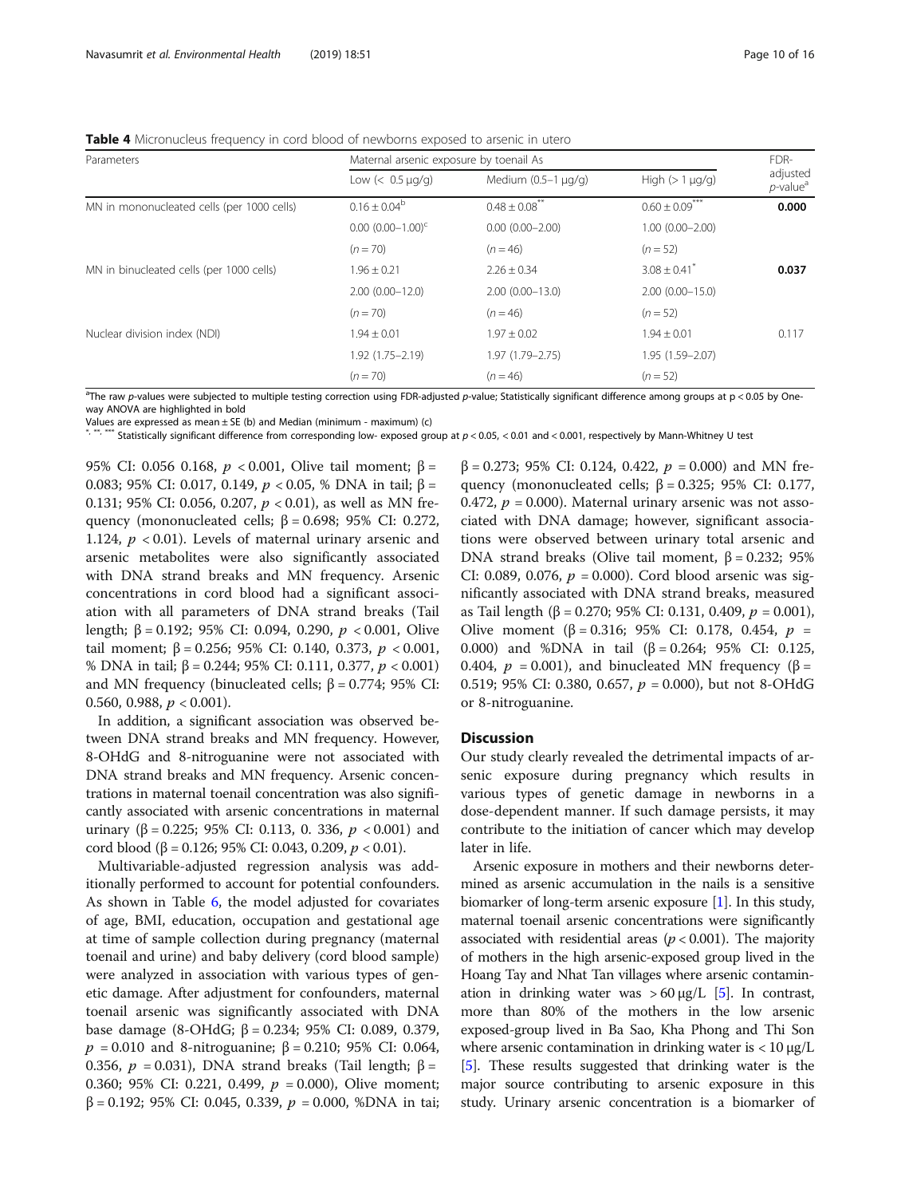**Table 4** Micronucleus frequency in cord blood of newborns exposed to arsenic in utero

| Parameters | Maternal arsenic exposure by toenail As | | | FDR-adjusted $p$-value[a] |
|---|---|---|---|---|
| | Low (< 0.5 μg/g) | Medium (0.5–1 μg/g) | High (> 1 μg/g) | |
| MN in mononucleated cells (per 1000 cells) | 0.16 ± 0.04[b] | 0.48 ± 0.08[**] | 0.60 ± 0.09[***] | **0.000** |
| | 0.00 (0.00–1.00)[c] | 0.00 (0.00–2.00) | 1.00 (0.00–2.00) | |
| | ($n$ = 70) | ($n$ = 46) | ($n$ = 52) | |
| MN in binucleated cells (per 1000 cells) | 1.96 ± 0.21 | 2.26 ± 0.34 | 3.08 ± 0.41[*] | **0.037** |
| | 2.00 (0.00–12.0) | 2.00 (0.00–13.0) | 2.00 (0.00–15.0) | |
| | ($n$ = 70) | ($n$ = 46) | ($n$ = 52) | |
| Nuclear division index (NDI) | 1.94 ± 0.01 | 1.97 ± 0.02 | 1.94 ± 0.01 | 0.117 |
| | 1.92 (1.75–2.19) | 1.97 (1.79–2.75) | 1.95 (1.59–2.07) | |
| | ($n$ = 70) | ($n$ = 46) | ($n$ = 52) | |

[a]The raw $p$-values were subjected to multiple testing correction using FDR-adjusted $p$-value; Statistically significant difference among groups at p < 0.05 by One-way ANOVA are highlighted in bold

Values are expressed as mean ± SE (b) and Median (minimum - maximum) (c)

[*], [**], [***] Statistically significant difference from corresponding low- exposed group at $p$ < 0.05, < 0.01 and < 0.001, respectively by Mann-Whitney U test

95% CI: 0.056 0.168, $p$ < 0.001, Olive tail moment; β = 0.083; 95% CI: 0.017, 0.149, $p$ < 0.05, % DNA in tail; β = 0.131; 95% CI: 0.056, 0.207, $p$ < 0.01), as well as MN frequency (mononucleated cells; β = 0.698; 95% CI: 0.272, 1.124, $p$ < 0.01). Levels of maternal urinary arsenic and arsenic metabolites were also significantly associated with DNA strand breaks and MN frequency. Arsenic concentrations in cord blood had a significant association with all parameters of DNA strand breaks (Tail length; β = 0.192; 95% CI: 0.094, 0.290, $p$ < 0.001, Olive tail moment; β = 0.256; 95% CI: 0.140, 0.373, $p$ < 0.001, % DNA in tail; β = 0.244; 95% CI: 0.111, 0.377, $p$ < 0.001) and MN frequency (binucleated cells; β = 0.774; 95% CI: 0.560, 0.988, $p$ < 0.001).

In addition, a significant association was observed between DNA strand breaks and MN frequency. However, 8-OHdG and 8-nitroguanine were not associated with DNA strand breaks and MN frequency. Arsenic concentrations in maternal toenail concentration was also significantly associated with arsenic concentrations in maternal urinary (β = 0.225; 95% CI: 0.113, 0. 336, $p$ < 0.001) and cord blood (β = 0.126; 95% CI: 0.043, 0.209, $p$ < 0.01).

Multivariable-adjusted regression analysis was additionally performed to account for potential confounders. As shown in Table 6, the model adjusted for covariates of age, BMI, education, occupation and gestational age at time of sample collection during pregnancy (maternal toenail and urine) and baby delivery (cord blood sample) were analyzed in association with various types of genetic damage. After adjustment for confounders, maternal toenail arsenic was significantly associated with DNA base damage (8-OHdG; β = 0.234; 95% CI: 0.089, 0.379, $p$ = 0.010 and 8-nitroguanine; β = 0.210; 95% CI: 0.064, 0.356, $p$ = 0.031), DNA strand breaks (Tail length; β = 0.360; 95% CI: 0.221, 0.499, $p$ = 0.000), Olive moment; β = 0.192; 95% CI: 0.045, 0.339, $p$ = 0.000, %DNA in tai; β = 0.273; 95% CI: 0.124, 0.422, $p$ = 0.000) and MN frequency (mononucleated cells; β = 0.325; 95% CI: 0.177, 0.472, $p$ = 0.000). Maternal urinary arsenic was not associated with DNA damage; however, significant associations were observed between urinary total arsenic and DNA strand breaks (Olive tail moment, β = 0.232; 95% CI: 0.089, 0.076, $p$ = 0.000). Cord blood arsenic was significantly associated with DNA strand breaks, measured as Tail length (β = 0.270; 95% CI: 0.131, 0.409, $p$ = 0.001), Olive moment (β = 0.316; 95% CI: 0.178, 0.454, $p$ = 0.000) and %DNA in tail (β = 0.264; 95% CI: 0.125, 0.404, $p$ = 0.001), and binucleated MN frequency (β = 0.519; 95% CI: 0.380, 0.657, $p$ = 0.000), but not 8-OHdG or 8-nitroguanine.

## Discussion

Our study clearly revealed the detrimental impacts of arsenic exposure during pregnancy which results in various types of genetic damage in newborns in a dose-dependent manner. If such damage persists, it may contribute to the initiation of cancer which may develop later in life.

Arsenic exposure in mothers and their newborns determined as arsenic accumulation in the nails is a sensitive biomarker of long-term arsenic exposure [1]. In this study, maternal toenail arsenic concentrations were significantly associated with residential areas ($p$ < 0.001). The majority of mothers in the high arsenic-exposed group lived in the Hoang Tay and Nhat Tan villages where arsenic contamination in drinking water was > 60 μg/L [5]. In contrast, more than 80% of the mothers in the low arsenic exposed-group lived in Ba Sao, Kha Phong and Thi Son where arsenic contamination in drinking water is < 10 μg/L [5]. These results suggested that drinking water is the major source contributing to arsenic exposure in this study. Urinary arsenic concentration is a biomarker of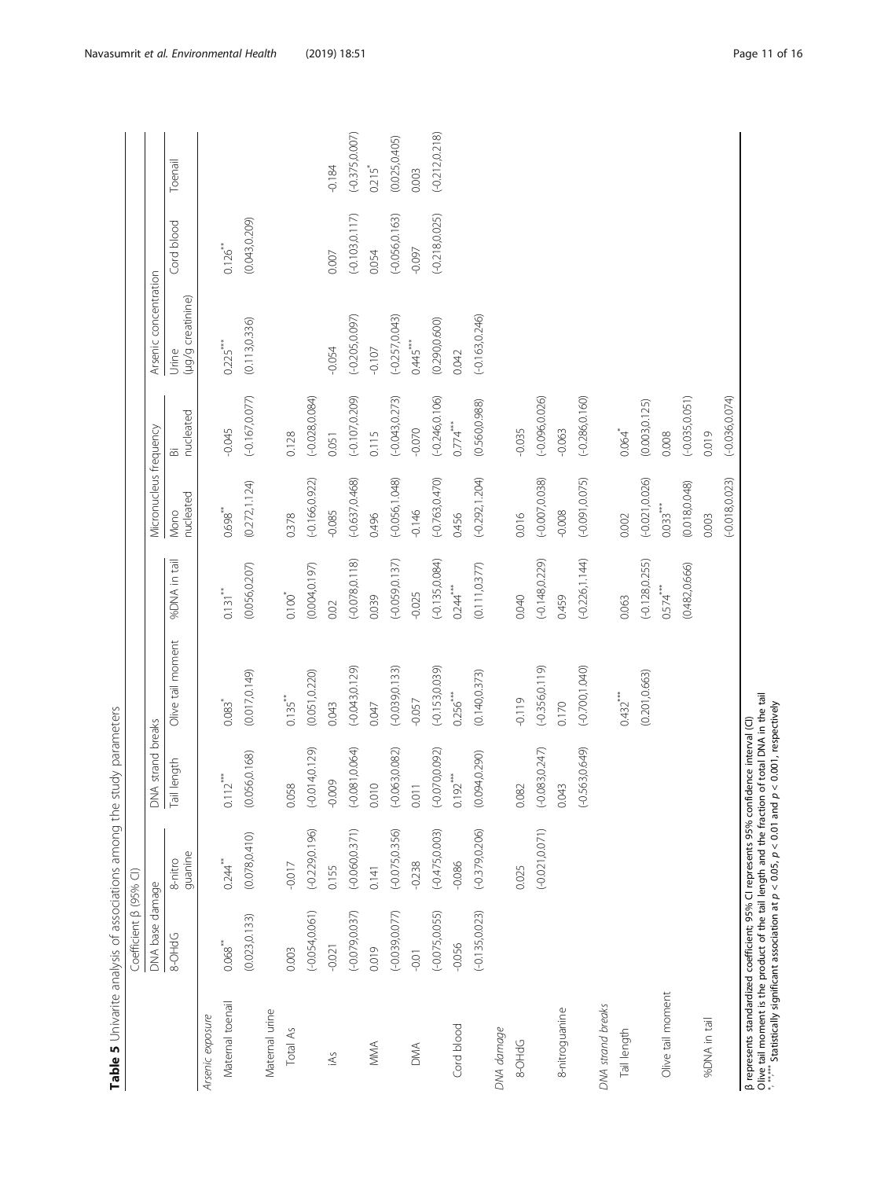**Table 5** Univarite analysis of associations among the study parameters

| | Coefficient β (95% CI) | | | | | | | | | |
|---|---|---|---|---|---|---|---|---|---|---|
| | DNA base damage | | DNA strand breaks | | | Micronucleus frequency | | Arsenic concentration | | |
| | 8-OHdG | 8-nitro guanine | Tail length | Olive tail moment | %DNA in tail | Mono nucleated | Bi nucleated | Urine (µg/g creatinine) | Cord blood | Toenail |
| *Arsenic exposure* | | | | | | | | | | |
| Maternal toenail | 0.068** (0.023,0.133) | 0.244** (0.078,0.410) | 0.112*** (0.056,0.168) | 0.083* (0.017,0.149) | 0.131** (0.056,0.207) | 0.698** (0.272,1.124) | -0.045 (-0.167,0.077) | 0.225*** (0.113,0.336) | 0.126** (0.043,0.209) | |
| Maternal urine | | | | | | | | | | |
| Total As | 0.003 (-0.054,0.061) | -0.017 (-0.229,0.196) | 0.058 (-0.014,0.129) | 0.135** (0.051,0.220) | 0.100* (0.004,0.197) | 0.378 (-0.166,0.922) | 0.128 (-0.028,0.084) | | | |
| iAs | -0.021 (-0.079,0.037) | 0.155 (-0.060,0.371) | -0.009 (-0.081,0.064) | 0.043 (-0.043,0.129) | 0.02 (-0.078,0.118) | -0.085 (-0.637,0.468) | 0.051 (-0.107,0.209) | -0.054 (-0.205,0.097) | 0.007 (-0.103,0.117) | -0.184 (-0.375,0.007) |
| MMA | 0.019 (-0.039,0.077) | 0.141 (-0.075,0.356) | 0.010 (-0.063,0.082) | 0.047 (-0.039,0.133) | 0.039 (-0.059,0.137) | 0.496 (-0.056,1.048) | 0.115 (-0.043,0.273) | -0.107 (-0.257,0.043) | 0.054 (-0.056,0.163) | 0.215* (0.025,0.405) |
| DMA | -0.01 (-0.075,0.055) | -0.238 (-0.475,0.003) | 0.011 (-0.070,0.092) | -0.057 (-0.153,0.039) | -0.025 (-0.135,0.084) | -0.146 (-0.763,0.470) | -0.070 (-0.246,0.106) | 0.445*** (0.290,0.600) | -0.097 (-0.218,0.025) | 0.003 (-0.212,0.218) |
| Cord blood | -0.056 (-0.135,0.023) | -0.086 (-0.379,0.206) | 0.192*** (0.094,0.290) | 0.256*** (0.140,0.373) | 0.244*** (0.111,0.377) | 0.456 (-0.292,1.204) | 0.774*** (0.560,0.988) | 0.042 (-0.163,0.246) | | |
| *DNA damage* | | | | | | | | | | |
| 8-OHdG | | 0.025 (-0.021,0.071) | 0.082 (-0.083,0.247) | -0.119 (-0.356,0.119) | 0.040 (-0.148,0.229) | 0.016 (-0.007,0.038) | -0.035 (-0.096,0.026) | | | |
| 8-nitroguanine | | | 0.043 (-0.563,0.649) | 0.170 (-0.700,1.040) | 0.459 (-0.226,1.144) | -0.008 (-0.091,0.075) | -0.063 (-0.286,0.160) | | | |
| *DNA strand breaks* | | | | | | | | | | |
| Tail length | | | | 0.432*** (0.201,0.663) | 0.063 (-0.128,0.255) | 0.002 (-0.021,0.026) | 0.064* (0.003,0.125) | | | |
| Olive tail moment | | | | | 0.574*** (0.482,0.666) | 0.033*** (0.018,0.048) | 0.008 (-0.035,0.051) | | | |
| %DNA in tail | | | | | | 0.003 (-0.018,0.023) | 0.019 (-0.036,0.074) | | | |

β represents standardized coefficient; 95% CI represents 95% confidence interval (CI)
Olive tail moment is the product of the tail length and the fraction of total DNA in the tail
*, **, *** Statistically significant association at $p < 0.05$, $p < 0.01$ and $p < 0.001$, respectively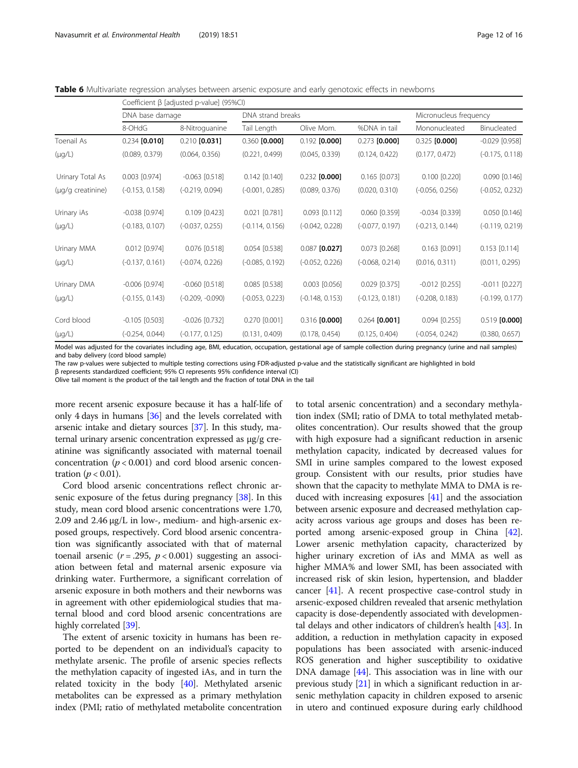**Table 6** Multivariate regression analyses between arsenic exposure and early genotoxic effects in newborns

| | Coefficient β [adjusted p-value] (95%CI) | | | | | | |
|---|---|---|---|---|---|---|---|
| | DNA base damage | | DNA strand breaks | | | Micronucleus frequency | |
| | 8-OHdG | 8-Nitroguanine | Tail Length | Olive Mom. | %DNA in tail | Mononucleated | Binucleated |
| Toenail As | 0.234 **[0.010]** | 0.210 **[0.031]** | 0.360 **[0.000]** | 0.192 **[0.000]** | 0.273 **[0.000]** | 0.325 **[0.000]** | -0.029 [0.958] |
| (μg/L) | (0.089, 0.379) | (0.064, 0.356) | (0.221, 0.499) | (0.045, 0.339) | (0.124, 0.422) | (0.177, 0.472) | (-0.175, 0.118) |
| Urinary Total As | 0.003 [0.974] | -0.063 [0.518] | 0.142 [0.140] | 0.232 **[0.000]** | 0.165 [0.073] | 0.100 [0.220] | 0.090 [0.146] |
| (μg/g creatinine) | (-0.153, 0.158) | (-0.219, 0.094) | (-0.001, 0.285) | (0.089, 0.376) | (0.020, 0.310) | (-0.056, 0.256) | (-0.052, 0.232) |
| Urinary iAs | -0.038 [0.974] | 0.109 [0.423] | 0.021 [0.781] | 0.093 [0.112] | 0.060 [0.359] | -0.034 [0.339] | 0.050 [0.146] |
| (μg/L) | (-0.183, 0.107) | (-0.037, 0.255) | (-0.114, 0.156) | (-0.042, 0.228) | (-0.077, 0.197) | (-0.213, 0.144) | (-0.119, 0.219) |
| Urinary MMA | 0.012 [0.974] | 0.076 [0.518] | 0.054 [0.538] | 0.087 **[0.027]** | 0.073 [0.268] | 0.163 [0.091] | 0.153 [0.114] |
| (μg/L) | (-0.137, 0.161) | (-0.074, 0.226) | (-0.085, 0.192) | (-0.052, 0.226) | (-0.068, 0.214) | (0.016, 0.311) | (0.011, 0.295) |
| Urinary DMA | -0.006 [0.974] | -0.060 [0.518] | 0.085 [0.538] | 0.003 [0.056] | 0.029 [0.375] | -0.012 [0.255] | -0.011 [0.227] |
| (μg/L) | (-0.155, 0.143) | (-0.209, -0.090) | (-0.053, 0.223) | (-0.148, 0.153) | (-0.123, 0.181) | (-0.208, 0.183) | (-0.199, 0.177) |
| Cord blood | -0.105 [0.503] | -0.026 [0.732] | 0.270 [0.001] | 0.316 **[0.000]** | 0.264 **[0.001]** | 0.094 [0.255] | 0.519 **[0.000]** |
| (μg/L) | (-0.254, 0.044) | (-0.177, 0.125) | (0.131, 0.409) | (0.178, 0.454) | (0.125, 0.404) | (-0.054, 0.242) | (0.380, 0.657) |

Model was adjusted for the covariates including age, BMI, education, occupation, gestational age of sample collection during pregnancy (urine and nail samples) and baby delivery (cord blood sample)

The raw p-values were subjected to multiple testing corrections using FDR-adjusted p-value and the statistically significant are highlighted in bold

β represents standardized coefficient; 95% CI represents 95% confidence interval (CI)

Olive tail moment is the product of the tail length and the fraction of total DNA in the tail

more recent arsenic exposure because it has a half-life of only 4 days in humans [36] and the levels correlated with arsenic intake and dietary sources [37]. In this study, maternal urinary arsenic concentration expressed as μg/g creatinine was significantly associated with maternal toenail concentration ($p < 0.001$) and cord blood arsenic concentration ($p < 0.01$).

Cord blood arsenic concentrations reflect chronic arsenic exposure of the fetus during pregnancy [38]. In this study, mean cord blood arsenic concentrations were 1.70, 2.09 and 2.46 μg/L in low-, medium- and high-arsenic exposed groups, respectively. Cord blood arsenic concentration was significantly associated with that of maternal toenail arsenic ($r = .295$, $p < 0.001$) suggesting an association between fetal and maternal arsenic exposure via drinking water. Furthermore, a significant correlation of arsenic exposure in both mothers and their newborns was in agreement with other epidemiological studies that maternal blood and cord blood arsenic concentrations are highly correlated [39].

The extent of arsenic toxicity in humans has been reported to be dependent on an individual's capacity to methylate arsenic. The profile of arsenic species reflects the methylation capacity of ingested iAs, and in turn the related toxicity in the body [40]. Methylated arsenic metabolites can be expressed as a primary methylation index (PMI; ratio of methylated metabolite concentration to total arsenic concentration) and a secondary methylation index (SMI; ratio of DMA to total methylated metabolites concentration). Our results showed that the group with high exposure had a significant reduction in arsenic methylation capacity, indicated by decreased values for SMI in urine samples compared to the lowest exposed group. Consistent with our results, prior studies have shown that the capacity to methylate MMA to DMA is reduced with increasing exposures [41] and the association between arsenic exposure and decreased methylation capacity across various age groups and doses has been reported among arsenic-exposed group in China [42]. Lower arsenic methylation capacity, characterized by higher urinary excretion of iAs and MMA as well as higher MMA% and lower SMI, has been associated with increased risk of skin lesion, hypertension, and bladder cancer [41]. A recent prospective case-control study in arsenic-exposed children revealed that arsenic methylation capacity is dose-dependently associated with developmental delays and other indicators of children's health [43]. In addition, a reduction in methylation capacity in exposed populations has been associated with arsenic-induced ROS generation and higher susceptibility to oxidative DNA damage [44]. This association was in line with our previous study [21] in which a significant reduction in arsenic methylation capacity in children exposed to arsenic in utero and continued exposure during early childhood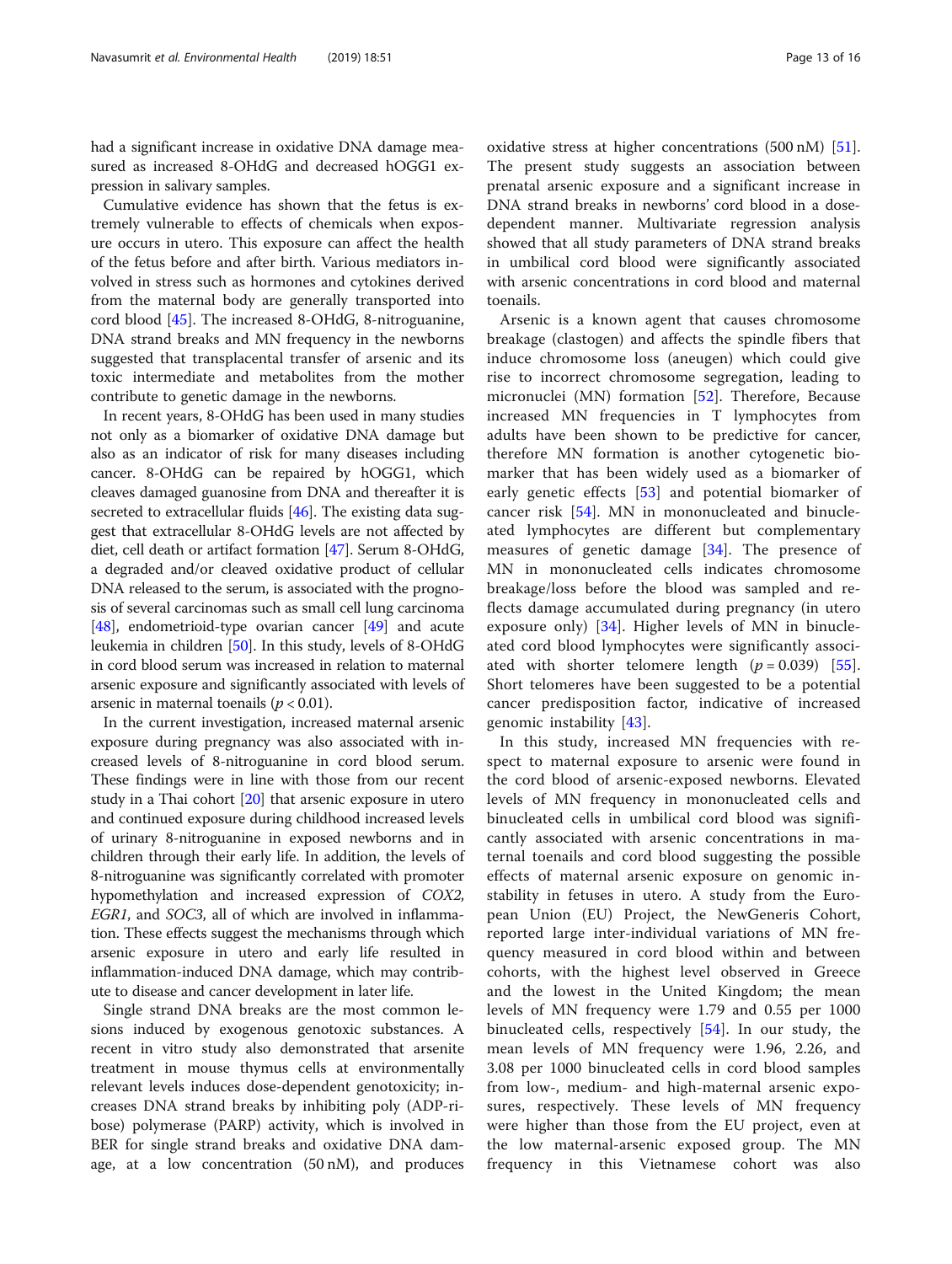had a significant increase in oxidative DNA damage measured as increased 8-OHdG and decreased hOGG1 expression in salivary samples.

Cumulative evidence has shown that the fetus is extremely vulnerable to effects of chemicals when exposure occurs in utero. This exposure can affect the health of the fetus before and after birth. Various mediators involved in stress such as hormones and cytokines derived from the maternal body are generally transported into cord blood [45]. The increased 8-OHdG, 8-nitroguanine, DNA strand breaks and MN frequency in the newborns suggested that transplacental transfer of arsenic and its toxic intermediate and metabolites from the mother contribute to genetic damage in the newborns.

In recent years, 8-OHdG has been used in many studies not only as a biomarker of oxidative DNA damage but also as an indicator of risk for many diseases including cancer. 8-OHdG can be repaired by hOGG1, which cleaves damaged guanosine from DNA and thereafter it is secreted to extracellular fluids [46]. The existing data suggest that extracellular 8-OHdG levels are not affected by diet, cell death or artifact formation [47]. Serum 8-OHdG, a degraded and/or cleaved oxidative product of cellular DNA released to the serum, is associated with the prognosis of several carcinomas such as small cell lung carcinoma [48], endometrioid-type ovarian cancer [49] and acute leukemia in children [50]. In this study, levels of 8-OHdG in cord blood serum was increased in relation to maternal arsenic exposure and significantly associated with levels of arsenic in maternal toenails ($p < 0.01$).

In the current investigation, increased maternal arsenic exposure during pregnancy was also associated with increased levels of 8-nitroguanine in cord blood serum. These findings were in line with those from our recent study in a Thai cohort [20] that arsenic exposure in utero and continued exposure during childhood increased levels of urinary 8-nitroguanine in exposed newborns and in children through their early life. In addition, the levels of 8-nitroguanine was significantly correlated with promoter hypomethylation and increased expression of *COX2*, *EGR1*, and *SOC3*, all of which are involved in inflammation. These effects suggest the mechanisms through which arsenic exposure in utero and early life resulted in inflammation-induced DNA damage, which may contribute to disease and cancer development in later life.

Single strand DNA breaks are the most common lesions induced by exogenous genotoxic substances. A recent in vitro study also demonstrated that arsenite treatment in mouse thymus cells at environmentally relevant levels induces dose-dependent genotoxicity; increases DNA strand breaks by inhibiting poly (ADP-ribose) polymerase (PARP) activity, which is involved in BER for single strand breaks and oxidative DNA damage, at a low concentration (50 nM), and produces oxidative stress at higher concentrations (500 nM) [51]. The present study suggests an association between prenatal arsenic exposure and a significant increase in DNA strand breaks in newborns' cord blood in a dose-dependent manner. Multivariate regression analysis showed that all study parameters of DNA strand breaks in umbilical cord blood were significantly associated with arsenic concentrations in cord blood and maternal toenails.

Arsenic is a known agent that causes chromosome breakage (clastogen) and affects the spindle fibers that induce chromosome loss (aneugen) which could give rise to incorrect chromosome segregation, leading to micronuclei (MN) formation [52]. Therefore, Because increased MN frequencies in T lymphocytes from adults have been shown to be predictive for cancer, therefore MN formation is another cytogenetic biomarker that has been widely used as a biomarker of early genetic effects [53] and potential biomarker of cancer risk [54]. MN in mononucleated and binucleated lymphocytes are different but complementary measures of genetic damage [34]. The presence of MN in mononucleated cells indicates chromosome breakage/loss before the blood was sampled and reflects damage accumulated during pregnancy (in utero exposure only) [34]. Higher levels of MN in binucleated cord blood lymphocytes were significantly associated with shorter telomere length ($p = 0.039$) [55]. Short telomeres have been suggested to be a potential cancer predisposition factor, indicative of increased genomic instability [43].

In this study, increased MN frequencies with respect to maternal exposure to arsenic were found in the cord blood of arsenic-exposed newborns. Elevated levels of MN frequency in mononucleated cells and binucleated cells in umbilical cord blood was significantly associated with arsenic concentrations in maternal toenails and cord blood suggesting the possible effects of maternal arsenic exposure on genomic instability in fetuses in utero. A study from the European Union (EU) Project, the NewGeneris Cohort, reported large inter-individual variations of MN frequency measured in cord blood within and between cohorts, with the highest level observed in Greece and the lowest in the United Kingdom; the mean levels of MN frequency were 1.79 and 0.55 per 1000 binucleated cells, respectively [54]. In our study, the mean levels of MN frequency were 1.96, 2.26, and 3.08 per 1000 binucleated cells in cord blood samples from low-, medium- and high-maternal arsenic exposures, respectively. These levels of MN frequency were higher than those from the EU project, even at the low maternal-arsenic exposed group. The MN frequency in this Vietnamese cohort was also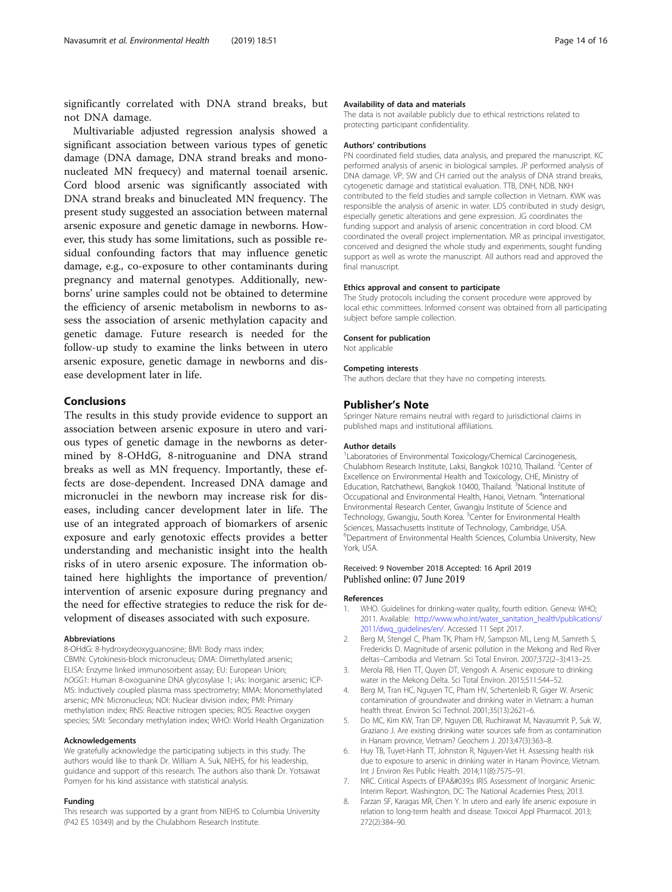significantly correlated with DNA strand breaks, but not DNA damage.

Multivariable adjusted regression analysis showed a significant association between various types of genetic damage (DNA damage, DNA strand breaks and mononucleated MN frequecy) and maternal toenail arsenic. Cord blood arsenic was significantly associated with DNA strand breaks and binucleated MN frequency. The present study suggested an association between maternal arsenic exposure and genetic damage in newborns. However, this study has some limitations, such as possible residual confounding factors that may influence genetic damage, e.g., co-exposure to other contaminants during pregnancy and maternal genotypes. Additionally, newborns' urine samples could not be obtained to determine the efficiency of arsenic metabolism in newborns to assess the association of arsenic methylation capacity and genetic damage. Future research is needed for the follow-up study to examine the links between in utero arsenic exposure, genetic damage in newborns and disease development later in life.

## Conclusions

The results in this study provide evidence to support an association between arsenic exposure in utero and various types of genetic damage in the newborns as determined by 8-OHdG, 8-nitroguanine and DNA strand breaks as well as MN frequency. Importantly, these effects are dose-dependent. Increased DNA damage and micronuclei in the newborn may increase risk for diseases, including cancer development later in life. The use of an integrated approach of biomarkers of arsenic exposure and early genotoxic effects provides a better understanding and mechanistic insight into the health risks of in utero arsenic exposure. The information obtained here highlights the importance of prevention/intervention of arsenic exposure during pregnancy and the need for effective strategies to reduce the risk for development of diseases associated with such exposure.

#### Abbreviations

8-OHdG: 8-hydroxydeoxyguanosine; BMI: Body mass index; CBMN: Cytokinesis-block micronucleus; DMA: Dimethylated arsenic; ELISA: Enzyme linked immunosorbent assay; EU: European Union; *hOGG1*: Human 8-oxoguanine DNA glycosylase 1; iAs: Inorganic arsenic; ICP-MS: Inductively coupled plasma mass spectrometry; MMA: Monomethylated arsenic; MN: Micronucleus; NDI: Nuclear division index; PMI: Primary methylation index; RNS: Reactive nitrogen species; ROS: Reactive oxygen species; SMI: Secondary methylation index; WHO: World Health Organization

#### Acknowledgements

We gratefully acknowledge the participating subjects in this study. The authors would like to thank Dr. William A. Suk, NIEHS, for his leadership, guidance and support of this research. The authors also thank Dr. Yotsawat Pomyen for his kind assistance with statistical analysis.

#### Funding

This research was supported by a grant from NIEHS to Columbia University (P42 ES 10349) and by the Chulabhorn Research Institute.

#### Availability of data and materials

The data is not available publicly due to ethical restrictions related to protecting participant confidentiality.

#### Authors' contributions

PN coordinated field studies, data analysis, and prepared the manuscript. KC performed analysis of arsenic in biological samples. JP performed analysis of DNA damage. VP, SW and CH carried out the analysis of DNA strand breaks, cytogenetic damage and statistical evaluation. TTB, DNH, NDB, NKH contributed to the field studies and sample collection in Vietnam. KWK was responsible the analysis of arsenic in water. LDS contributed in study design, especially genetic alterations and gene expression. JG coordinates the funding support and analysis of arsenic concentration in cord blood. CM coordinated the overall project implementation. MR as principal investigator, conceived and designed the whole study and experiments, sought funding support as well as wrote the manuscript. All authors read and approved the final manuscript.

#### Ethics approval and consent to participate

The Study protocols including the consent procedure were approved by local ethic committees. Informed consent was obtained from all participating subject before sample collection.

#### Consent for publication

Not applicable

#### Competing interests

The authors declare that they have no competing interests.

## Publisher's Note

Springer Nature remains neutral with regard to jurisdictional claims in published maps and institutional affiliations.

#### Author details

[1]Laboratories of Environmental Toxicology/Chemical Carcinogenesis, Chulabhorn Research Institute, Laksi, Bangkok 10210, Thailand. [2]Center of Excellence on Environmental Health and Toxicology, CHE, Ministry of Education, Ratchathewi, Bangkok 10400, Thailand. [3]National Institute of Occupational and Environmental Health, Hanoi, Vietnam. [4]International Environmental Research Center, Gwangju Institute of Science and Technology, Gwangju, South Korea. [5]Center for Environmental Health Sciences, Massachusetts Institute of Technology, Cambridge, USA. [6]Department of Environmental Health Sciences, Columbia University, New York, USA.

Received: 9 November 2018 Accepted: 16 April 2019
Published online: 07 June 2019

#### References

1. WHO. Guidelines for drinking-water quality, fourth edition. Geneva: WHO; 2011. Available: http://www.who.int/water_sanitation_health/publications/2011/dwq_guidelines/en/. Accessed 11 Sept 2017.
2. Berg M, Stengel C, Pham TK, Pham HV, Sampson ML, Leng M, Samreth S, Fredericks D. Magnitude of arsenic pollution in the Mekong and Red River deltas--Cambodia and Vietnam. Sci Total Environ. 2007;372(2–3):413–25.
3. Merola RB, Hien TT, Quyen DT, Vengosh A. Arsenic exposure to drinking water in the Mekong Delta. Sci Total Environ. 2015;511:544–52.
4. Berg M, Tran HC, Nguyen TC, Pham HV, Schertenleib R, Giger W. Arsenic contamination of groundwater and drinking water in Vietnam: a human health threat. Environ Sci Technol. 2001;35(13):2621–6.
5. Do MC, Kim KW, Tran DP, Nguyen DB, Ruchirawat M, Navasumrit P, Suk W, Graziano J. Are existing drinking water sources safe from as contamination in Hanam province, Vietnam? Geochem J. 2013;47(3):363–8.
6. Huy TB, Tuyet-Hanh TT, Johnston R, Nguyen-Viet H. Assessing health risk due to exposure to arsenic in drinking water in Hanam Province, Vietnam. Int J Environ Res Public Health. 2014;11(8):7575–91.
7. NRC. Critical Aspects of EPA&#039;s IRIS Assessment of Inorganic Arsenic: Interim Report. Washington, DC: The National Academies Press; 2013.
8. Farzan SF, Karagas MR, Chen Y. In utero and early life arsenic exposure in relation to long-term health and disease. Toxicol Appl Pharmacol. 2013; 272(2):384–90.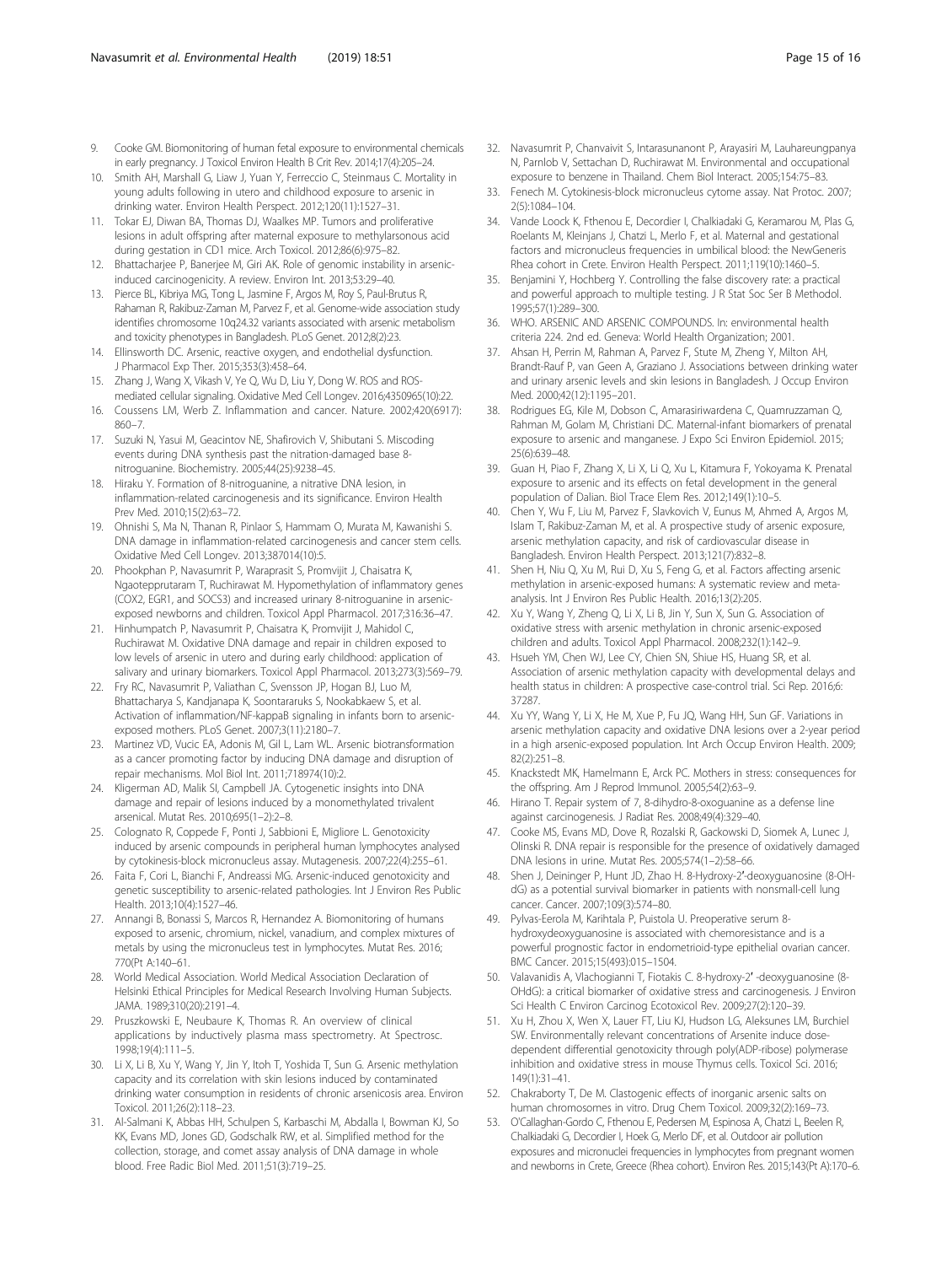9. Cooke GM. Biomonitoring of human fetal exposure to environmental chemicals in early pregnancy. J Toxicol Environ Health B Crit Rev. 2014;17(4):205–24.
10. Smith AH, Marshall G, Liaw J, Yuan Y, Ferreccio C, Steinmaus C. Mortality in young adults following in utero and childhood exposure to arsenic in drinking water. Environ Health Perspect. 2012;120(11):1527–31.
11. Tokar EJ, Diwan BA, Thomas DJ, Waalkes MP. Tumors and proliferative lesions in adult offspring after maternal exposure to methylarsonous acid during gestation in CD1 mice. Arch Toxicol. 2012;86(6):975–82.
12. Bhattacharjee P, Banerjee M, Giri AK. Role of genomic instability in arsenic-induced carcinogenicity. A review. Environ Int. 2013;53:29–40.
13. Pierce BL, Kibriya MG, Tong L, Jasmine F, Argos M, Roy S, Paul-Brutus R, Rahaman R, Rakibuz-Zaman M, Parvez F, et al. Genome-wide association study identifies chromosome 10q24.32 variants associated with arsenic metabolism and toxicity phenotypes in Bangladesh. PLoS Genet. 2012;8(2):23.
14. Ellinsworth DC. Arsenic, reactive oxygen, and endothelial dysfunction. J Pharmacol Exp Ther. 2015;353(3):458–64.
15. Zhang J, Wang X, Vikash V, Ye Q, Wu D, Liu Y, Dong W. ROS and ROS-mediated cellular signaling. Oxidative Med Cell Longev. 2016;4350965(10):22.
16. Coussens LM, Werb Z. Inflammation and cancer. Nature. 2002;420(6917): 860–7.
17. Suzuki N, Yasui M, Geacintov NE, Shafirovich V, Shibutani S. Miscoding events during DNA synthesis past the nitration-damaged base 8-nitroguanine. Biochemistry. 2005;44(25):9238–45.
18. Hiraku Y. Formation of 8-nitroguanine, a nitrative DNA lesion, in inflammation-related carcinogenesis and its significance. Environ Health Prev Med. 2010;15(2):63–72.
19. Ohnishi S, Ma N, Thanan R, Pinlaor S, Hammam O, Murata M, Kawanishi S. DNA damage in inflammation-related carcinogenesis and cancer stem cells. Oxidative Med Cell Longev. 2013;387014(10):5.
20. Phookphan P, Navasumrit P, Waraprasit S, Promvijit J, Chaisatra K, Ngaotepprutaram T, Ruchirawat M. Hypomethylation of inflammatory genes (COX2, EGR1, and SOCS3) and increased urinary 8-nitroguanine in arsenic-exposed newborns and children. Toxicol Appl Pharmacol. 2017;316:36–47.
21. Hinhumpatch P, Navasumrit P, Chaisatra K, Promvijit J, Mahidol C, Ruchirawat M. Oxidative DNA damage and repair in children exposed to low levels of arsenic in utero and during early childhood: application of salivary and urinary biomarkers. Toxicol Appl Pharmacol. 2013;273(3):569–79.
22. Fry RC, Navasumrit P, Valiathan C, Svensson JP, Hogan BJ, Luo M, Bhattacharya S, Kandjanapa K, Soontararuks S, Nookabkaew S, et al. Activation of inflammation/NF-kappaB signaling in infants born to arsenic-exposed mothers. PLoS Genet. 2007;3(11):2180–7.
23. Martinez VD, Vucic EA, Adonis M, Gil L, Lam WL. Arsenic biotransformation as a cancer promoting factor by inducing DNA damage and disruption of repair mechanisms. Mol Biol Int. 2011;718974(10):2.
24. Kligerman AD, Malik SI, Campbell JA. Cytogenetic insights into DNA damage and repair of lesions induced by a monomethylated trivalent arsenical. Mutat Res. 2010;695(1–2):2–8.
25. Colognato R, Coppede F, Ponti J, Sabbioni E, Migliore L. Genotoxicity induced by arsenic compounds in peripheral human lymphocytes analysed by cytokinesis-block micronucleus assay. Mutagenesis. 2007;22(4):255–61.
26. Faita F, Cori L, Bianchi F, Andreassi MG. Arsenic-induced genotoxicity and genetic susceptibility to arsenic-related pathologies. Int J Environ Res Public Health. 2013;10(4):1527–46.
27. Annangi B, Bonassi S, Marcos R, Hernandez A. Biomonitoring of humans exposed to arsenic, chromium, nickel, vanadium, and complex mixtures of metals by using the micronucleus test in lymphocytes. Mutat Res. 2016; 770(Pt A:140–61.
28. World Medical Association. World Medical Association Declaration of Helsinki Ethical Principles for Medical Research Involving Human Subjects. JAMA. 1989;310(20):2191–4.
29. Pruszkowski E, Neubaure K, Thomas R. An overview of clinical applications by inductively plasma mass spectrometry. At Spectrosc. 1998;19(4):111–5.
30. Li X, Li B, Xu Y, Wang Y, Jin Y, Itoh T, Yoshida T, Sun G. Arsenic methylation capacity and its correlation with skin lesions induced by contaminated drinking water consumption in residents of chronic arsenicosis area. Environ Toxicol. 2011;26(2):118–23.
31. Al-Salmani K, Abbas HH, Schulpen S, Karbaschi M, Abdalla I, Bowman KJ, So KK, Evans MD, Jones GD, Godschalk RW, et al. Simplified method for the collection, storage, and comet assay analysis of DNA damage in whole blood. Free Radic Biol Med. 2011;51(3):719–25.
32. Navasumrit P, Chanvaivit S, Intarasunanont P, Arayasiri M, Lauhareungpanya N, Parnlob V, Settachan D, Ruchirawat M. Environmental and occupational exposure to benzene in Thailand. Chem Biol Interact. 2005;154:75–83.
33. Fenech M. Cytokinesis-block micronucleus cytome assay. Nat Protoc. 2007; 2(5):1084–104.
34. Vande Loock K, Fthenou E, Decordier I, Chalkiadaki G, Keramarou M, Plas G, Roelants M, Kleinjans J, Chatzi L, Merlo F, et al. Maternal and gestational factors and micronucleus frequencies in umbilical blood: the NewGeneris Rhea cohort in Crete. Environ Health Perspect. 2011;119(10):1460–5.
35. Benjamini Y, Hochberg Y. Controlling the false discovery rate: a practical and powerful approach to multiple testing. J R Stat Soc Ser B Methodol. 1995;57(1):289–300.
36. WHO. ARSENIC AND ARSENIC COMPOUNDS. In: environmental health criteria 224. 2nd ed. Geneva: World Health Organization; 2001.
37. Ahsan H, Perrin M, Rahman A, Parvez F, Stute M, Zheng Y, Milton AH, Brandt-Rauf P, van Geen A, Graziano J. Associations between drinking water and urinary arsenic levels and skin lesions in Bangladesh. J Occup Environ Med. 2000;42(12):1195–201.
38. Rodrigues EG, Kile M, Dobson C, Amarasiriwardena C, Quamruzzaman Q, Rahman M, Golam M, Christiani DC. Maternal-infant biomarkers of prenatal exposure to arsenic and manganese. J Expo Sci Environ Epidemiol. 2015; 25(6):639–48.
39. Guan H, Piao F, Zhang X, Li X, Li Q, Xu L, Kitamura F, Yokoyama K. Prenatal exposure to arsenic and its effects on fetal development in the general population of Dalian. Biol Trace Elem Res. 2012;149(1):10–5.
40. Chen Y, Wu F, Liu M, Parvez F, Slavkovich V, Eunus M, Ahmed A, Argos M, Islam T, Rakibuz-Zaman M, et al. A prospective study of arsenic exposure, arsenic methylation capacity, and risk of cardiovascular disease in Bangladesh. Environ Health Perspect. 2013;121(7):832–8.
41. Shen H, Niu Q, Xu M, Rui D, Xu S, Feng G, et al. Factors affecting arsenic methylation in arsenic-exposed humans: A systematic review and meta-analysis. Int J Environ Res Public Health. 2016;13(2):205.
42. Xu Y, Wang Y, Zheng Q, Li X, Li B, Jin Y, Sun X, Sun G. Association of oxidative stress with arsenic methylation in chronic arsenic-exposed children and adults. Toxicol Appl Pharmacol. 2008;232(1):142–9.
43. Hsueh YM, Chen WJ, Lee CY, Chien SN, Shiue HS, Huang SR, et al. Association of arsenic methylation capacity with developmental delays and health status in children: A prospective case-control trial. Sci Rep. 2016;6: 37287.
44. Xu YY, Wang Y, Li X, He M, Xue P, Fu JQ, Wang HH, Sun GF. Variations in arsenic methylation capacity and oxidative DNA lesions over a 2-year period in a high arsenic-exposed population. Int Arch Occup Environ Health. 2009; 82(2):251–8.
45. Knackstedt MK, Hamelmann E, Arck PC. Mothers in stress: consequences for the offspring. Am J Reprod Immunol. 2005;54(2):63–9.
46. Hirano T. Repair system of 7, 8-dihydro-8-oxoguanine as a defense line against carcinogenesis. J Radiat Res. 2008;49(4):329–40.
47. Cooke MS, Evans MD, Dove R, Rozalski R, Gackowski D, Siomek A, Lunec J, Olinski R. DNA repair is responsible for the presence of oxidatively damaged DNA lesions in urine. Mutat Res. 2005;574(1–2):58–66.
48. Shen J, Deininger P, Hunt JD, Zhao H. 8-Hydroxy-2′-deoxyguanosine (8-OH-dG) as a potential survival biomarker in patients with nonsmall-cell lung cancer. Cancer. 2007;109(3):574–80.
49. Pylvas-Eerola M, Karihtala P, Puistola U. Preoperative serum 8-hydroxydeoxyguanosine is associated with chemoresistance and is a powerful prognostic factor in endometrioid-type epithelial ovarian cancer. BMC Cancer. 2015;15(493):015–1504.
50. Valavanidis A, Vlachogianni T, Fiotakis C. 8-hydroxy-2′ -deoxyguanosine (8-OHdG): a critical biomarker of oxidative stress and carcinogenesis. J Environ Sci Health C Environ Carcinog Ecotoxicol Rev. 2009;27(2):120–39.
51. Xu H, Zhou X, Wen X, Lauer FT, Liu KJ, Hudson LG, Aleksunes LM, Burchiel SW. Environmentally relevant concentrations of Arsenite induce dose-dependent differential genotoxicity through poly(ADP-ribose) polymerase inhibition and oxidative stress in mouse Thymus cells. Toxicol Sci. 2016; 149(1):31–41.
52. Chakraborty T, De M. Clastogenic effects of inorganic arsenic salts on human chromosomes in vitro. Drug Chem Toxicol. 2009;32(2):169–73.
53. O'Callaghan-Gordo C, Fthenou E, Pedersen M, Espinosa A, Chatzi L, Beelen R, Chalkiadaki G, Decordier I, Hoek G, Merlo DF, et al. Outdoor air pollution exposures and micronuclei frequencies in lymphocytes from pregnant women and newborns in Crete, Greece (Rhea cohort). Environ Res. 2015;143(Pt A):170–6.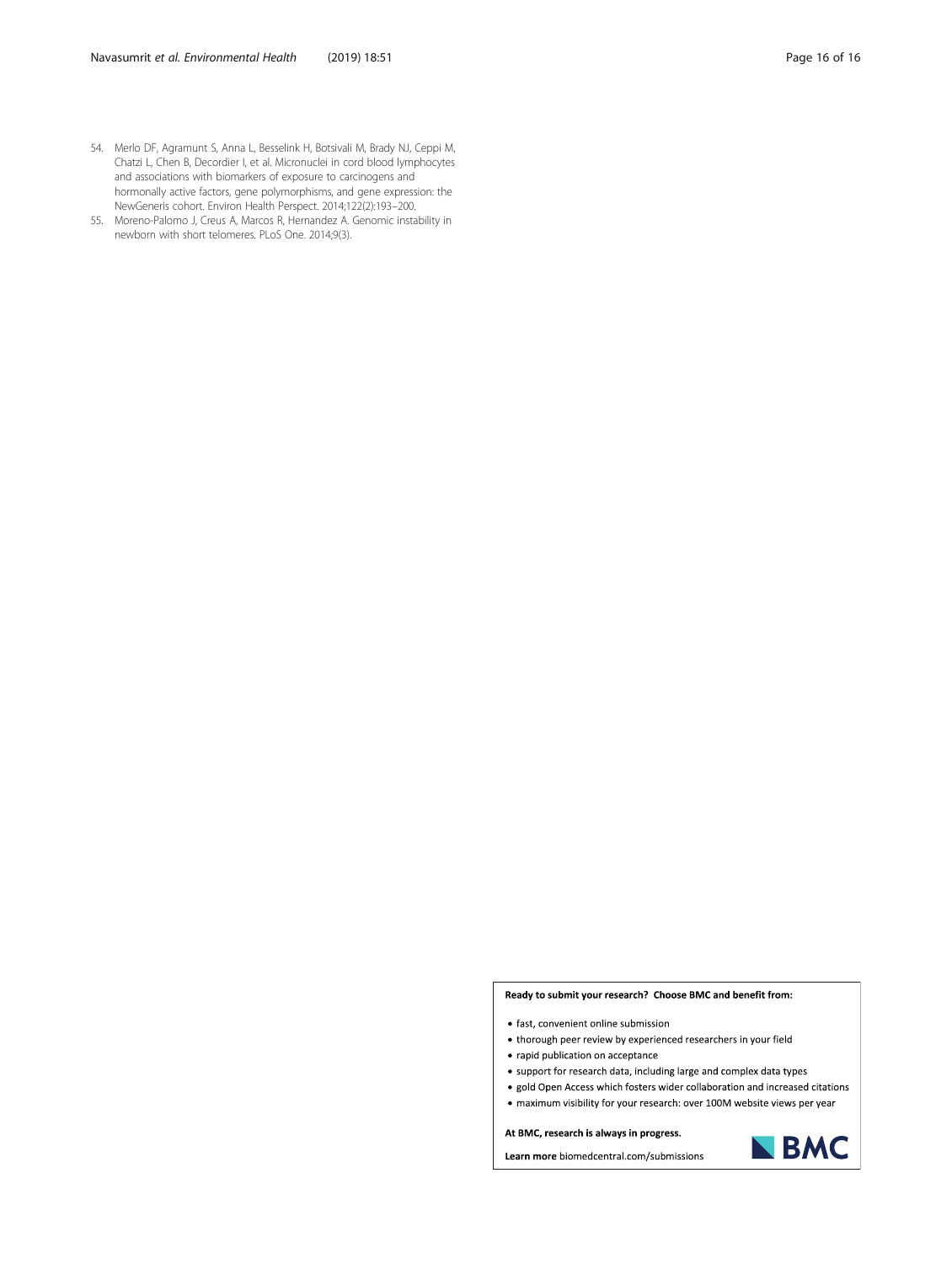54. Merlo DF, Agramunt S, Anna L, Besselink H, Botsivali M, Brady NJ, Ceppi M, Chatzi L, Chen B, Decordier I, et al. Micronuclei in cord blood lymphocytes and associations with biomarkers of exposure to carcinogens and hormonally active factors, gene polymorphisms, and gene expression: the NewGeneris cohort. Environ Health Perspect. 2014;122(2):193–200.
55. Moreno-Palomo J, Creus A, Marcos R, Hernandez A. Genomic instability in newborn with short telomeres. PLoS One. 2014;9(3).

**Ready to submit your research? Choose BMC and benefit from:**

- fast, convenient online submission
- thorough peer review by experienced researchers in your field
- rapid publication on acceptance
- support for research data, including large and complex data types
- gold Open Access which fosters wider collaboration and increased citations
- maximum visibility for your research: over 100M website views per year

**At BMC, research is always in progress.**

**Learn more** biomedcentral.com/submissions

BMC